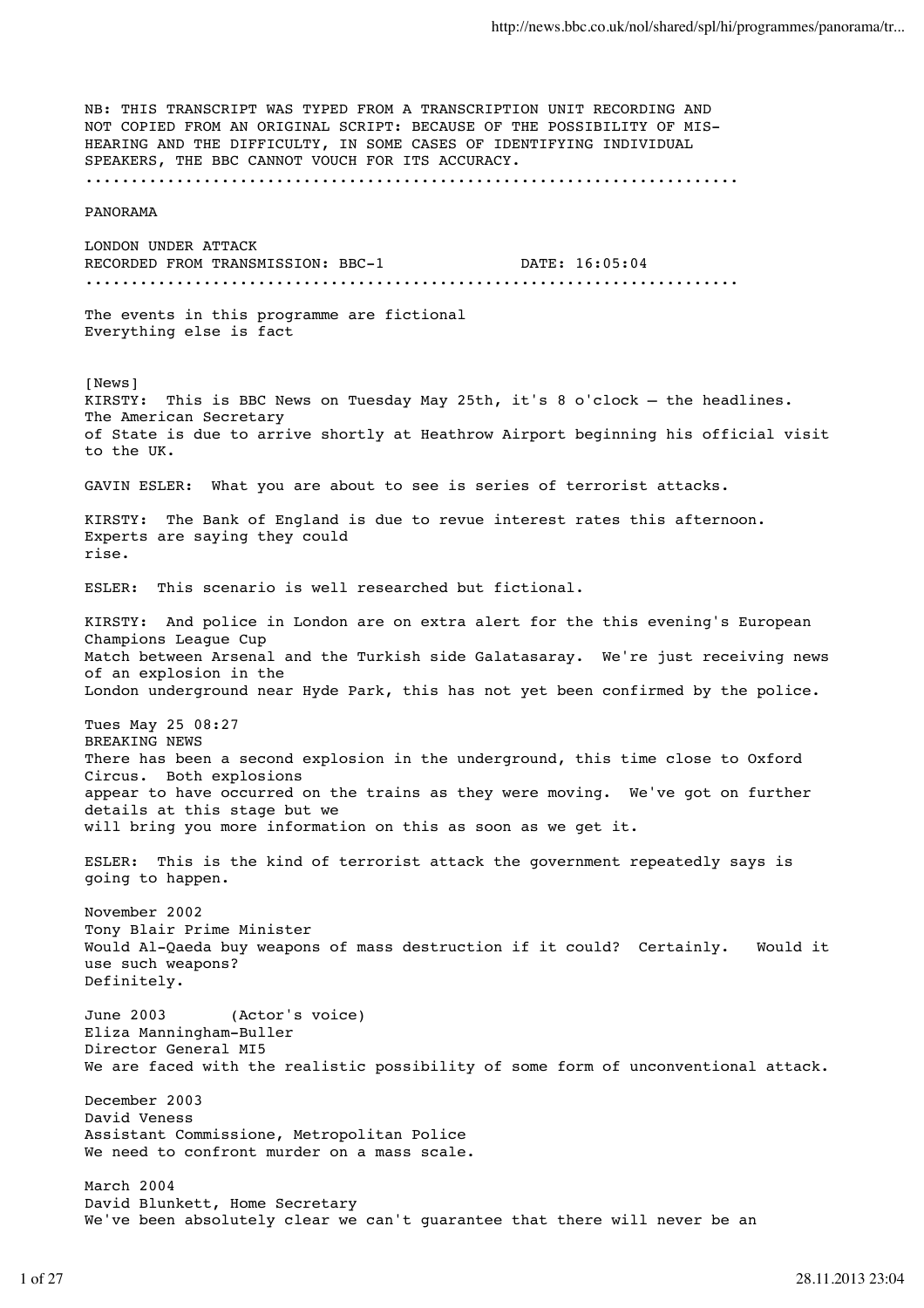NB: THIS TRANSCRIPT WAS TYPED FROM A TRANSCRIPTION UNIT RECORDING AND NOT COPIED FROM AN ORIGINAL SCRIPT: BECAUSE OF THE POSSIBILITY OF MIS-HEARING AND THE DIFFICULTY, IN SOME CASES OF IDENTIFYING INDIVIDUAL SPEAKERS, THE BBC CANNOT VOUCH FOR ITS ACCURACY.

.....................................................................

PANORAMA

LONDON UNDER ATTACK
RECORDED FROM TRANSMISSION: BBC-1 DATE: 16:05:04

.....................................................................

The events in this programme are fictional
Everything else is fact

[News]
KIRSTY: This is BBC News on Tuesday May 25th, it's 8 o'clock – the headlines. The American Secretary of State is due to arrive shortly at Heathrow Airport beginning his official visit to the UK.

GAVIN ESLER: What you are about to see is series of terrorist attacks.

KIRSTY: The Bank of England is due to revue interest rates this afternoon. Experts are saying they could rise.

ESLER: This scenario is well researched but fictional.

KIRSTY: And police in London are on extra alert for the this evening's European Champions League Cup Match between Arsenal and the Turkish side Galatasaray. We're just receiving news of an explosion in the London underground near Hyde Park, this has not yet been confirmed by the police.

Tues May 25 08:27
BREAKING NEWS
There has been a second explosion in the underground, this time close to Oxford Circus. Both explosions appear to have occurred on the trains as they were moving. We've got on further details at this stage but we will bring you more information on this as soon as we get it.

ESLER: This is the kind of terrorist attack the government repeatedly says is going to happen.

November 2002
Tony Blair Prime Minister
Would Al-Qaeda buy weapons of mass destruction if it could? Certainly. Would it use such weapons? Definitely.

June 2003 (Actor's voice)
Eliza Manningham-Buller
Director General MI5
We are faced with the realistic possibility of some form of unconventional attack.

December 2003
David Veness
Assistant Commissione, Metropolitan Police
We need to confront murder on a mass scale.

March 2004
David Blunkett, Home Secretary
We've been absolutely clear we can't guarantee that there will never be an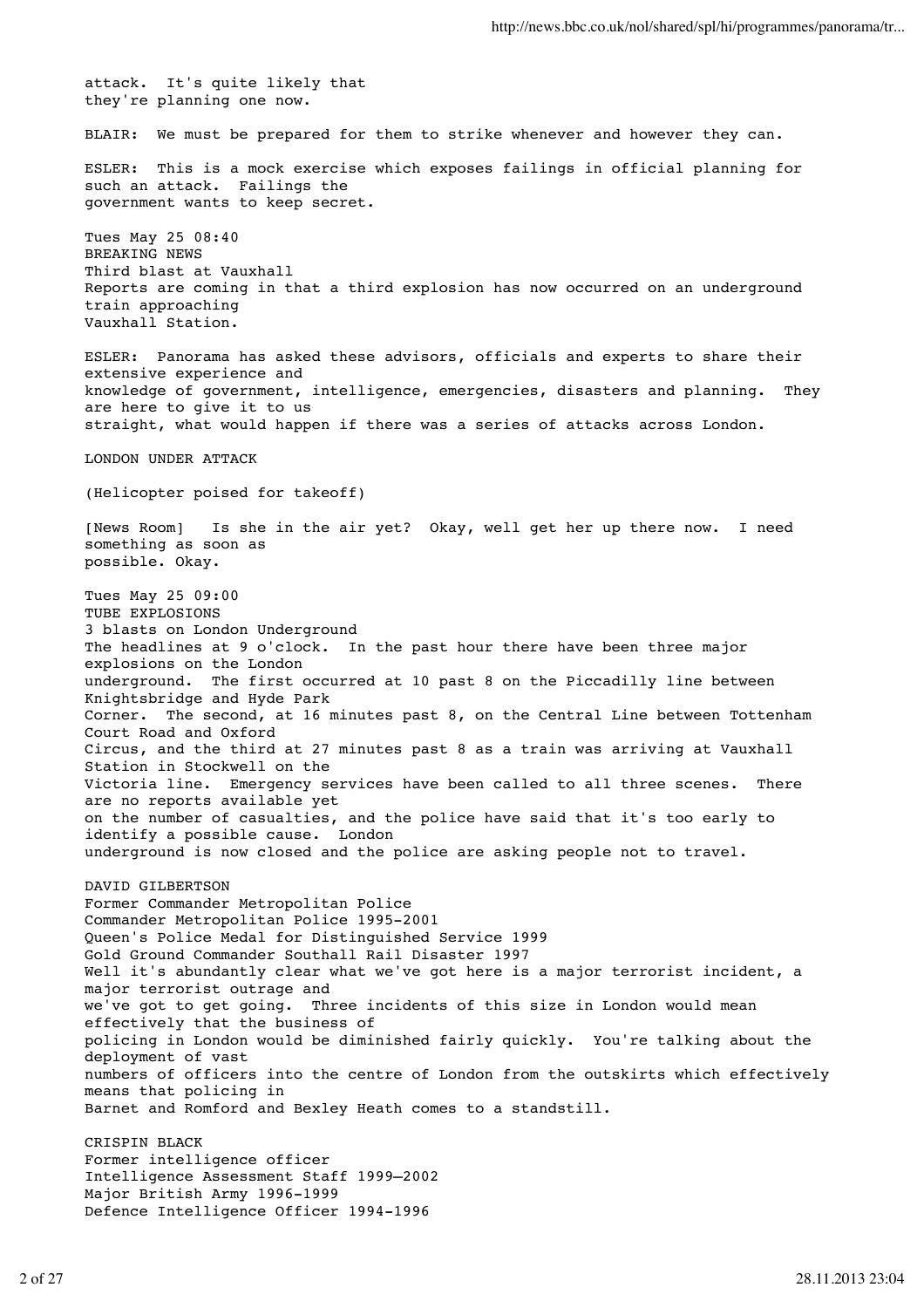attack. It's quite likely that they're planning one now.

BLAIR: We must be prepared for them to strike whenever and however they can.

ESLER: This is a mock exercise which exposes failings in official planning for such an attack. Failings the government wants to keep secret.

Tues May 25 08:40
BREAKING NEWS
Third blast at Vauxhall
Reports are coming in that a third explosion has now occurred on an underground train approaching Vauxhall Station.

ESLER: Panorama has asked these advisors, officials and experts to share their extensive experience and knowledge of government, intelligence, emergencies, disasters and planning. They are here to give it to us straight, what would happen if there was a series of attacks across London.

LONDON UNDER ATTACK

(Helicopter poised for takeoff)

[News Room] Is she in the air yet? Okay, well get her up there now. I need something as soon as possible. Okay.

Tues May 25 09:00
TUBE EXPLOSIONS
3 blasts on London Underground
The headlines at 9 o'clock. In the past hour there have been three major explosions on the London underground. The first occurred at 10 past 8 on the Piccadilly line between Knightsbridge and Hyde Park Corner. The second, at 16 minutes past 8, on the Central Line between Tottenham Court Road and Oxford Circus, and the third at 27 minutes past 8 as a train was arriving at Vauxhall Station in Stockwell on the Victoria line. Emergency services have been called to all three scenes. There are no reports available yet on the number of casualties, and the police have said that it's too early to identify a possible cause. London underground is now closed and the police are asking people not to travel.

DAVID GILBERTSON
Former Commander Metropolitan Police
Commander Metropolitan Police 1995-2001
Queen's Police Medal for Distinguished Service 1999
Gold Ground Commander Southall Rail Disaster 1997
Well it's abundantly clear what we've got here is a major terrorist incident, a major terrorist outrage and we've got to get going. Three incidents of this size in London would mean effectively that the business of policing in London would be diminished fairly quickly. You're talking about the deployment of vast numbers of officers into the centre of London from the outskirts which effectively means that policing in Barnet and Romford and Bexley Heath comes to a standstill.

CRISPIN BLACK
Former intelligence officer
Intelligence Assessment Staff 1999–2002
Major British Army 1996-1999
Defence Intelligence Officer 1994-1996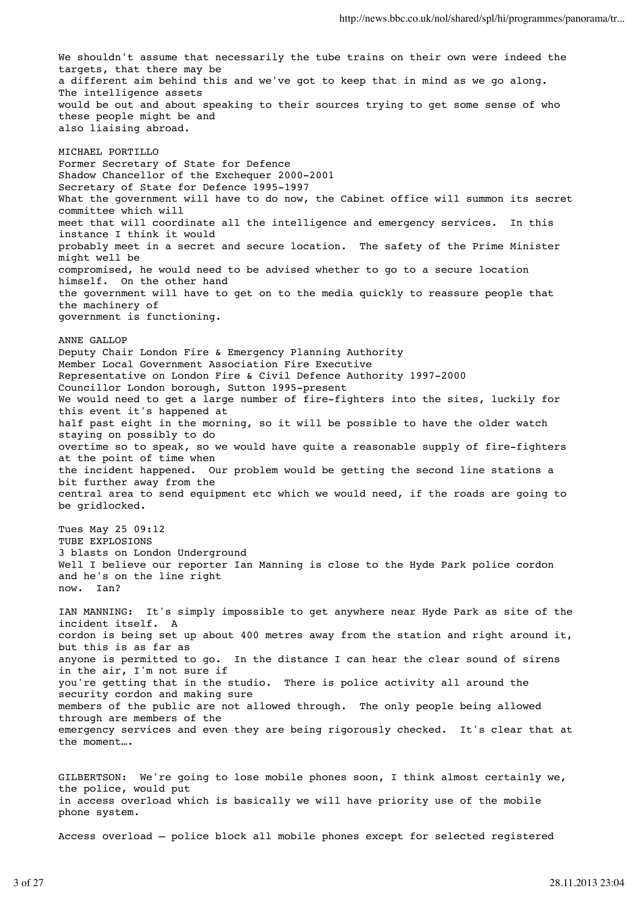We shouldn't assume that necessarily the tube trains on their own were indeed the targets, that there may be a different aim behind this and we've got to keep that in mind as we go along. The intelligence assets would be out and about speaking to their sources trying to get some sense of who these people might be and also liaising abroad.

MICHAEL PORTILLO
Former Secretary of State for Defence
Shadow Chancellor of the Exchequer 2000-2001
Secretary of State for Defence 1995-1997
What the government will have to do now, the Cabinet office will summon its secret committee which will meet that will coordinate all the intelligence and emergency services. In this instance I think it would probably meet in a secret and secure location. The safety of the Prime Minister might well be compromised, he would need to be advised whether to go to a secure location himself. On the other hand the government will have to get on to the media quickly to reassure people that the machinery of government is functioning.

ANNE GALLOP
Deputy Chair London Fire & Emergency Planning Authority
Member Local Government Association Fire Executive
Representative on London Fire & Civil Defence Authority 1997-2000
Councillor London borough, Sutton 1995-present
We would need to get a large number of fire-fighters into the sites, luckily for this event it's happened at half past eight in the morning, so it will be possible to have the older watch staying on possibly to do overtime so to speak, so we would have quite a reasonable supply of fire-fighters at the point of time when the incident happened. Our problem would be getting the second line stations a bit further away from the central area to send equipment etc which we would need, if the roads are going to be gridlocked.

Tues May 25 09:12
TUBE EXPLOSIONS
3 blasts on London Underground
Well I believe our reporter Ian Manning is close to the Hyde Park police cordon and he's on the line right now. Ian?

IAN MANNING: It's simply impossible to get anywhere near Hyde Park as site of the incident itself. A cordon is being set up about 400 metres away from the station and right around it, but this is as far as anyone is permitted to go. In the distance I can hear the clear sound of sirens in the air, I'm not sure if you're getting that in the studio. There is police activity all around the security cordon and making sure members of the public are not allowed through. The only people being allowed through are members of the emergency services and even they are being rigorously checked. It's clear that at the moment….

GILBERTSON: We're going to lose mobile phones soon, I think almost certainly we, the police, would put in access overload which is basically we will have priority use of the mobile phone system.

Access overload – police block all mobile phones except for selected registered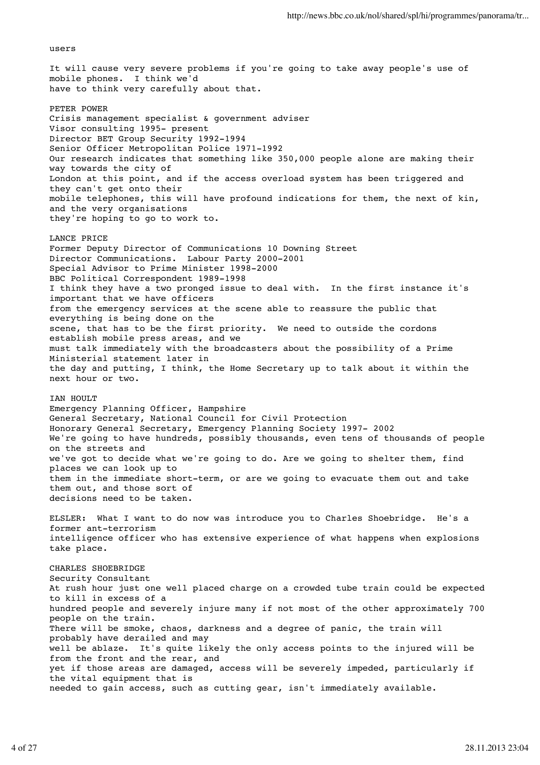users

It will cause very severe problems if you're going to take away people's use of mobile phones. I think we'd have to think very carefully about that.

PETER POWER
Crisis management specialist & government adviser
Visor consulting 1995- present
Director BET Group Security 1992-1994
Senior Officer Metropolitan Police 1971-1992
Our research indicates that something like 350,000 people alone are making their way towards the city of London at this point, and if the access overload system has been triggered and they can't get onto their mobile telephones, this will have profound indications for them, the next of kin, and the very organisations they're hoping to go to work to.

LANCE PRICE
Former Deputy Director of Communications 10 Downing Street
Director Communications. Labour Party 2000-2001
Special Advisor to Prime Minister 1998-2000
BBC Political Correspondent 1989-1998
I think they have a two pronged issue to deal with. In the first instance it's important that we have officers from the emergency services at the scene able to reassure the public that everything is being done on the scene, that has to be the first priority. We need to outside the cordons establish mobile press areas, and we must talk immediately with the broadcasters about the possibility of a Prime Ministerial statement later in the day and putting, I think, the Home Secretary up to talk about it within the next hour or two.

IAN HOULT
Emergency Planning Officer, Hampshire
General Secretary, National Council for Civil Protection
Honorary General Secretary, Emergency Planning Society 1997- 2002
We're going to have hundreds, possibly thousands, even tens of thousands of people on the streets and we've got to decide what we're going to do. Are we going to shelter them, find places we can look up to them in the immediate short-term, or are we going to evacuate them out and take them out, and those sort of decisions need to be taken.

ELSLER: What I want to do now was introduce you to Charles Shoebridge. He's a former ant-terrorism intelligence officer who has extensive experience of what happens when explosions take place.

CHARLES SHOEBRIDGE
Security Consultant
At rush hour just one well placed charge on a crowded tube train could be expected to kill in excess of a hundred people and severely injure many if not most of the other approximately 700 people on the train. There will be smoke, chaos, darkness and a degree of panic, the train will probably have derailed and may well be ablaze. It's quite likely the only access points to the injured will be from the front and the rear, and yet if those areas are damaged, access will be severely impeded, particularly if the vital equipment that is needed to gain access, such as cutting gear, isn't immediately available.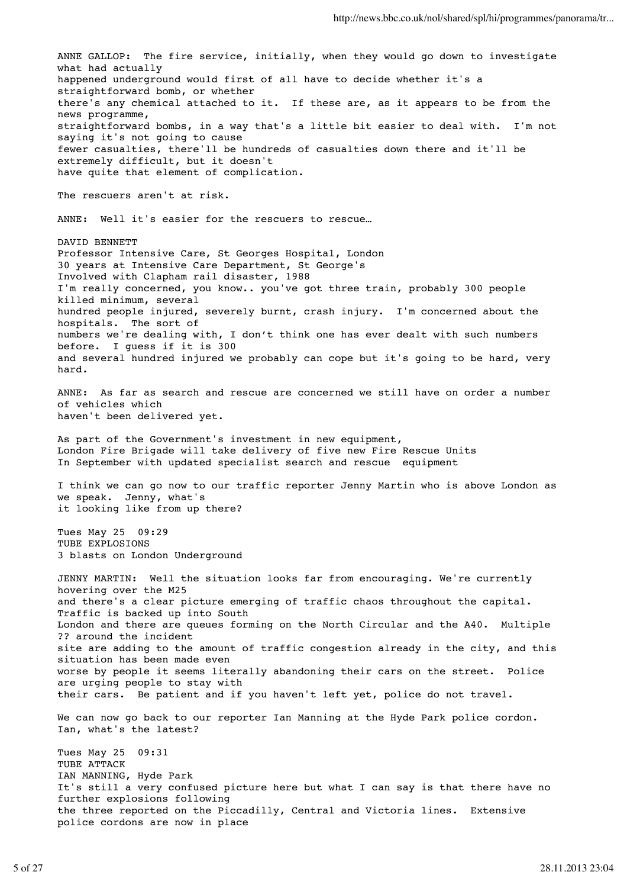ANNE GALLOP: The fire service, initially, when they would go down to investigate what had actually happened underground would first of all have to decide whether it's a straightforward bomb, or whether there's any chemical attached to it. If these are, as it appears to be from the news programme, straightforward bombs, in a way that's a little bit easier to deal with. I'm not saying it's not going to cause fewer casualties, there'll be hundreds of casualties down there and it'll be extremely difficult, but it doesn't have quite that element of complication.

The rescuers aren't at risk.

ANNE: Well it's easier for the rescuers to rescue…

DAVID BENNETT
Professor Intensive Care, St Georges Hospital, London
30 years at Intensive Care Department, St George's
Involved with Clapham rail disaster, 1988
I'm really concerned, you know.. you've got three train, probably 300 people killed minimum, several hundred people injured, severely burnt, crash injury. I'm concerned about the hospitals. The sort of numbers we're dealing with, I don't think one has ever dealt with such numbers before. I guess if it is 300 and several hundred injured we probably can cope but it's going to be hard, very hard.

ANNE: As far as search and rescue are concerned we still have on order a number of vehicles which haven't been delivered yet.

As part of the Government's investment in new equipment,
London Fire Brigade will take delivery of five new Fire Rescue Units
In September with updated specialist search and rescue equipment

I think we can go now to our traffic reporter Jenny Martin who is above London as we speak. Jenny, what's it looking like from up there?

Tues May 25 09:29
TUBE EXPLOSIONS
3 blasts on London Underground

JENNY MARTIN: Well the situation looks far from encouraging. We're currently hovering over the M25 and there's a clear picture emerging of traffic chaos throughout the capital. Traffic is backed up into South London and there are queues forming on the North Circular and the A40. Multiple ?? around the incident site are adding to the amount of traffic congestion already in the city, and this situation has been made even worse by people it seems literally abandoning their cars on the street. Police are urging people to stay with their cars. Be patient and if you haven't left yet, police do not travel.

We can now go back to our reporter Ian Manning at the Hyde Park police cordon. Ian, what's the latest?

Tues May 25 09:31
TUBE ATTACK
IAN MANNING, Hyde Park
It's still a very confused picture here but what I can say is that there have no further explosions following the three reported on the Piccadilly, Central and Victoria lines. Extensive police cordons are now in place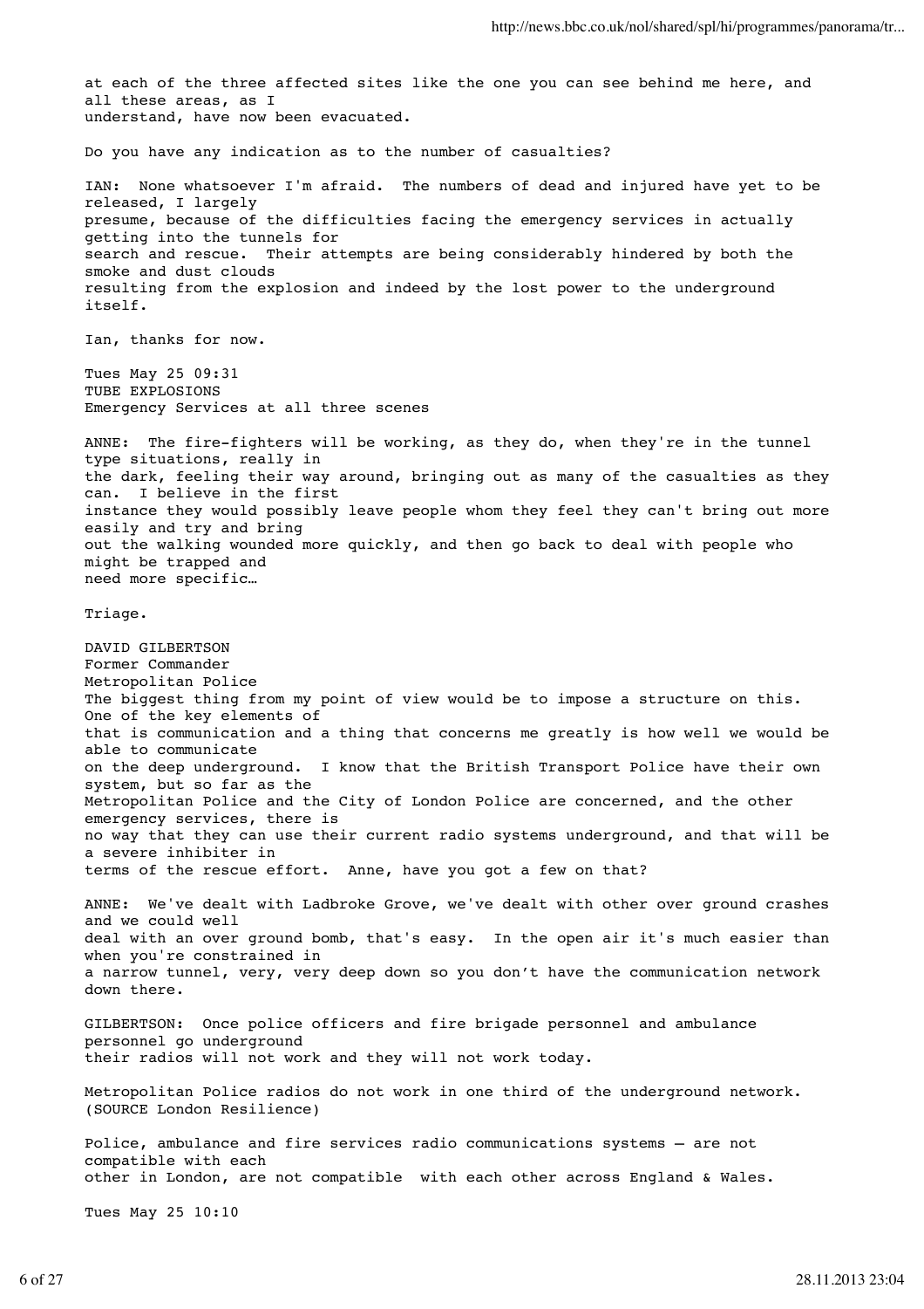at each of the three affected sites like the one you can see behind me here, and all these areas, as I understand, have now been evacuated.

Do you have any indication as to the number of casualties?

IAN: None whatsoever I'm afraid. The numbers of dead and injured have yet to be released, I largely presume, because of the difficulties facing the emergency services in actually getting into the tunnels for search and rescue. Their attempts are being considerably hindered by both the smoke and dust clouds resulting from the explosion and indeed by the lost power to the underground itself.

Ian, thanks for now.

Tues May 25 09:31
TUBE EXPLOSIONS
Emergency Services at all three scenes

ANNE: The fire-fighters will be working, as they do, when they're in the tunnel type situations, really in the dark, feeling their way around, bringing out as many of the casualties as they can. I believe in the first instance they would possibly leave people whom they feel they can't bring out more easily and try and bring out the walking wounded more quickly, and then go back to deal with people who might be trapped and need more specific…

Triage.

DAVID GILBERTSON
Former Commander
Metropolitan Police
The biggest thing from my point of view would be to impose a structure on this. One of the key elements of that is communication and a thing that concerns me greatly is how well we would be able to communicate on the deep underground. I know that the British Transport Police have their own system, but so far as the Metropolitan Police and the City of London Police are concerned, and the other emergency services, there is no way that they can use their current radio systems underground, and that will be a severe inhibiter in terms of the rescue effort. Anne, have you got a few on that?

ANNE: We've dealt with Ladbroke Grove, we've dealt with other over ground crashes and we could well deal with an over ground bomb, that's easy. In the open air it's much easier than when you're constrained in a narrow tunnel, very, very deep down so you don't have the communication network down there.

GILBERTSON: Once police officers and fire brigade personnel and ambulance personnel go underground their radios will not work and they will not work today.

Metropolitan Police radios do not work in one third of the underground network. (SOURCE London Resilience)

Police, ambulance and fire services radio communications systems – are not compatible with each other in London, are not compatible with each other across England & Wales.

Tues May 25 10:10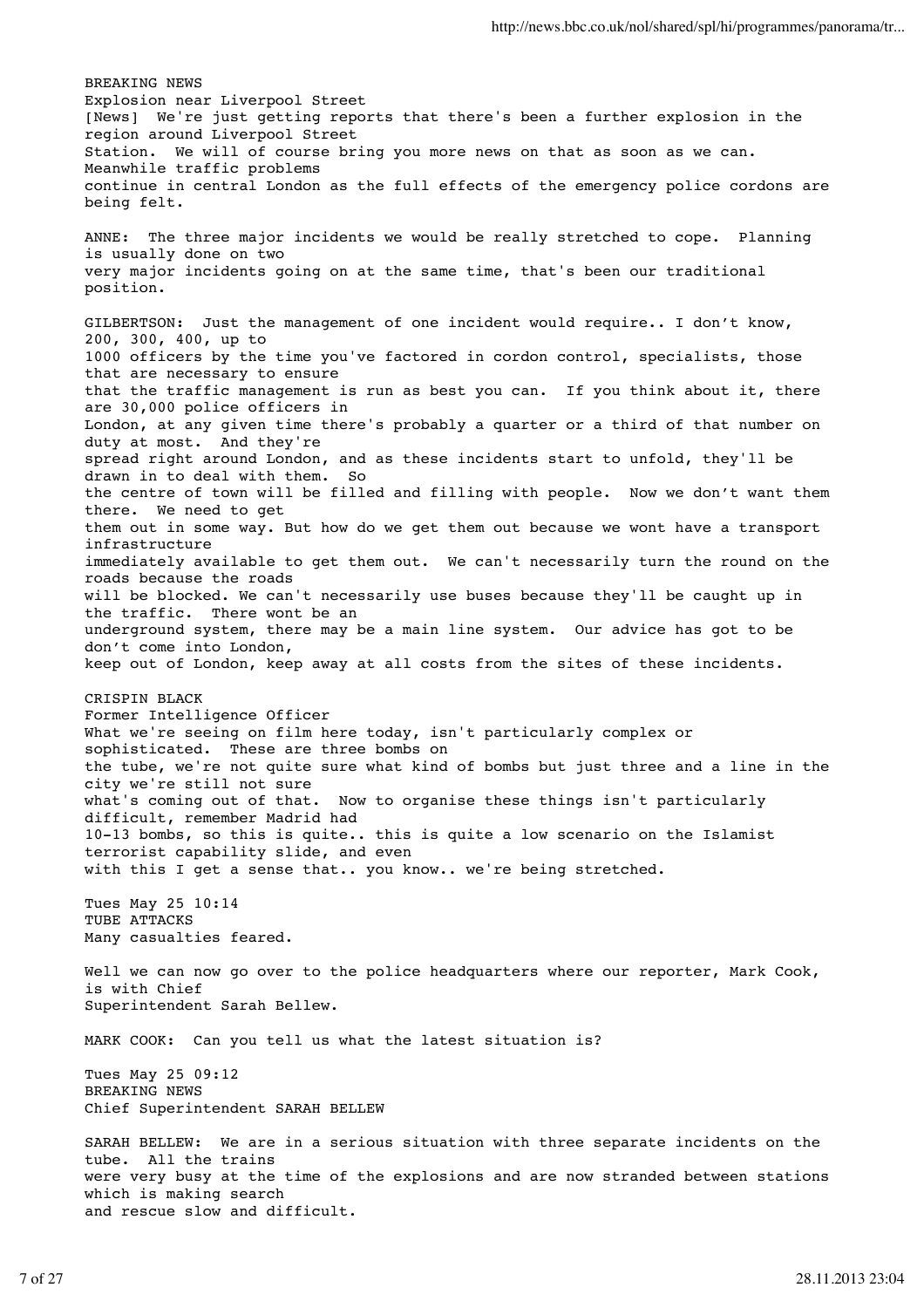BREAKING NEWS
Explosion near Liverpool Street
[News] We're just getting reports that there's been a further explosion in the region around Liverpool Street Station. We will of course bring you more news on that as soon as we can. Meanwhile traffic problems continue in central London as the full effects of the emergency police cordons are being felt.

ANNE: The three major incidents we would be really stretched to cope. Planning is usually done on two very major incidents going on at the same time, that's been our traditional position.

GILBERTSON: Just the management of one incident would require.. I don't know, 200, 300, 400, up to 1000 officers by the time you've factored in cordon control, specialists, those that are necessary to ensure that the traffic management is run as best you can. If you think about it, there are 30,000 police officers in London, at any given time there's probably a quarter or a third of that number on duty at most. And they're spread right around London, and as these incidents start to unfold, they'll be drawn in to deal with them. So the centre of town will be filled and filling with people. Now we don't want them there. We need to get them out in some way. But how do we get them out because we wont have a transport infrastructure immediately available to get them out. We can't necessarily turn the round on the roads because the roads will be blocked. We can't necessarily use buses because they'll be caught up in the traffic. There wont be an underground system, there may be a main line system. Our advice has got to be don't come into London, keep out of London, keep away at all costs from the sites of these incidents.

CRISPIN BLACK
Former Intelligence Officer
What we're seeing on film here today, isn't particularly complex or sophisticated. These are three bombs on the tube, we're not quite sure what kind of bombs but just three and a line in the city we're still not sure what's coming out of that. Now to organise these things isn't particularly difficult, remember Madrid had 10-13 bombs, so this is quite.. this is quite a low scenario on the Islamist terrorist capability slide, and even with this I get a sense that.. you know.. we're being stretched.

Tues May 25 10:14
TUBE ATTACKS
Many casualties feared.

Well we can now go over to the police headquarters where our reporter, Mark Cook, is with Chief Superintendent Sarah Bellew.

MARK COOK: Can you tell us what the latest situation is?

Tues May 25 09:12
BREAKING NEWS
Chief Superintendent SARAH BELLEW

SARAH BELLEW: We are in a serious situation with three separate incidents on the tube. All the trains were very busy at the time of the explosions and are now stranded between stations which is making search and rescue slow and difficult.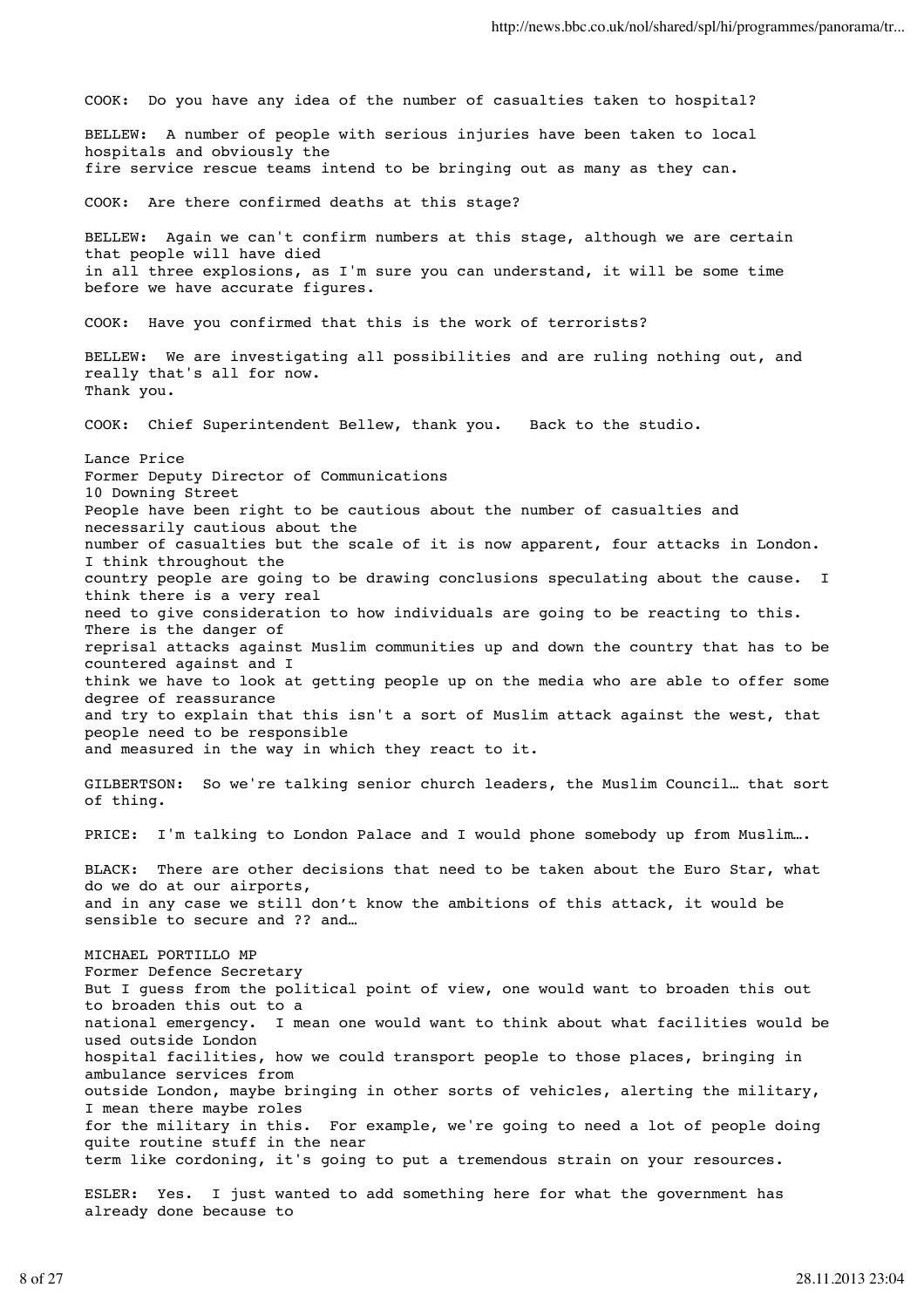COOK: Do you have any idea of the number of casualties taken to hospital?

BELLEW: A number of people with serious injuries have been taken to local hospitals and obviously the fire service rescue teams intend to be bringing out as many as they can.

COOK: Are there confirmed deaths at this stage?

BELLEW: Again we can't confirm numbers at this stage, although we are certain that people will have died in all three explosions, as I'm sure you can understand, it will be some time before we have accurate figures.

COOK: Have you confirmed that this is the work of terrorists?

BELLEW: We are investigating all possibilities and are ruling nothing out, and really that's all for now. Thank you.

COOK: Chief Superintendent Bellew, thank you. Back to the studio.

Lance Price
Former Deputy Director of Communications
10 Downing Street
People have been right to be cautious about the number of casualties and necessarily cautious about the number of casualties but the scale of it is now apparent, four attacks in London. I think throughout the country people are going to be drawing conclusions speculating about the cause. I think there is a very real need to give consideration to how individuals are going to be reacting to this. There is the danger of reprisal attacks against Muslim communities up and down the country that has to be countered against and I think we have to look at getting people up on the media who are able to offer some degree of reassurance and try to explain that this isn't a sort of Muslim attack against the west, that people need to be responsible and measured in the way in which they react to it.

GILBERTSON: So we're talking senior church leaders, the Muslim Council… that sort of thing.

PRICE: I'm talking to London Palace and I would phone somebody up from Muslim….

BLACK: There are other decisions that need to be taken about the Euro Star, what do we do at our airports, and in any case we still don't know the ambitions of this attack, it would be sensible to secure and ?? and…

MICHAEL PORTILLO MP
Former Defence Secretary
But I guess from the political point of view, one would want to broaden this out to broaden this out to a national emergency. I mean one would want to think about what facilities would be used outside London hospital facilities, how we could transport people to those places, bringing in ambulance services from outside London, maybe bringing in other sorts of vehicles, alerting the military, I mean there maybe roles for the military in this. For example, we're going to need a lot of people doing quite routine stuff in the near term like cordoning, it's going to put a tremendous strain on your resources.

ESLER: Yes. I just wanted to add something here for what the government has already done because to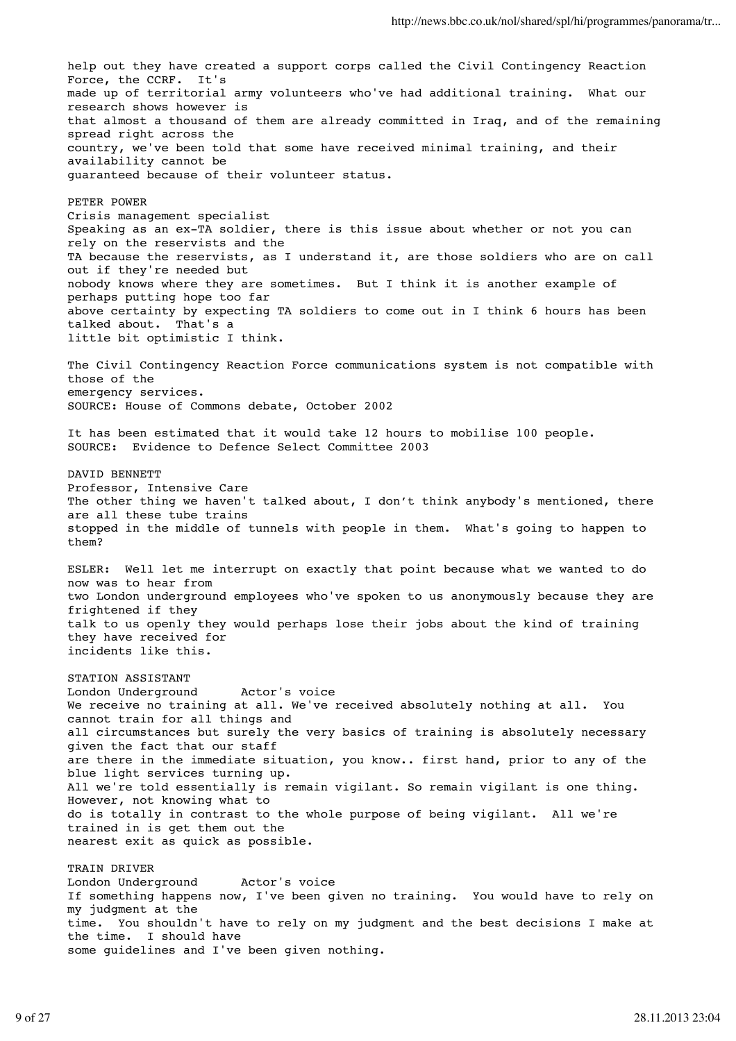help out they have created a support corps called the Civil Contingency Reaction Force, the CCRF. It's made up of territorial army volunteers who've had additional training. What our research shows however is that almost a thousand of them are already committed in Iraq, and of the remaining spread right across the country, we've been told that some have received minimal training, and their availability cannot be guaranteed because of their volunteer status.

PETER POWER
Crisis management specialist
Speaking as an ex-TA soldier, there is this issue about whether or not you can rely on the reservists and the TA because the reservists, as I understand it, are those soldiers who are on call out if they're needed but nobody knows where they are sometimes. But I think it is another example of perhaps putting hope too far above certainty by expecting TA soldiers to come out in I think 6 hours has been talked about. That's a little bit optimistic I think.

The Civil Contingency Reaction Force communications system is not compatible with those of the emergency services.
SOURCE: House of Commons debate, October 2002

It has been estimated that it would take 12 hours to mobilise 100 people.
SOURCE: Evidence to Defence Select Committee 2003

DAVID BENNETT
Professor, Intensive Care
The other thing we haven't talked about, I don't think anybody's mentioned, there are all these tube trains stopped in the middle of tunnels with people in them. What's going to happen to them?

ESLER: Well let me interrupt on exactly that point because what we wanted to do now was to hear from two London underground employees who've spoken to us anonymously because they are frightened if they talk to us openly they would perhaps lose their jobs about the kind of training they have received for incidents like this.

STATION ASSISTANT
London Underground Actor's voice
We receive no training at all. We've received absolutely nothing at all. You cannot train for all things and all circumstances but surely the very basics of training is absolutely necessary given the fact that our staff are there in the immediate situation, you know.. first hand, prior to any of the blue light services turning up.
All we're told essentially is remain vigilant. So remain vigilant is one thing. However, not knowing what to do is totally in contrast to the whole purpose of being vigilant. All we're trained in is get them out the nearest exit as quick as possible.

TRAIN DRIVER
London Underground Actor's voice
If something happens now, I've been given no training. You would have to rely on my judgment at the time. You shouldn't have to rely on my judgment and the best decisions I make at the time. I should have some guidelines and I've been given nothing.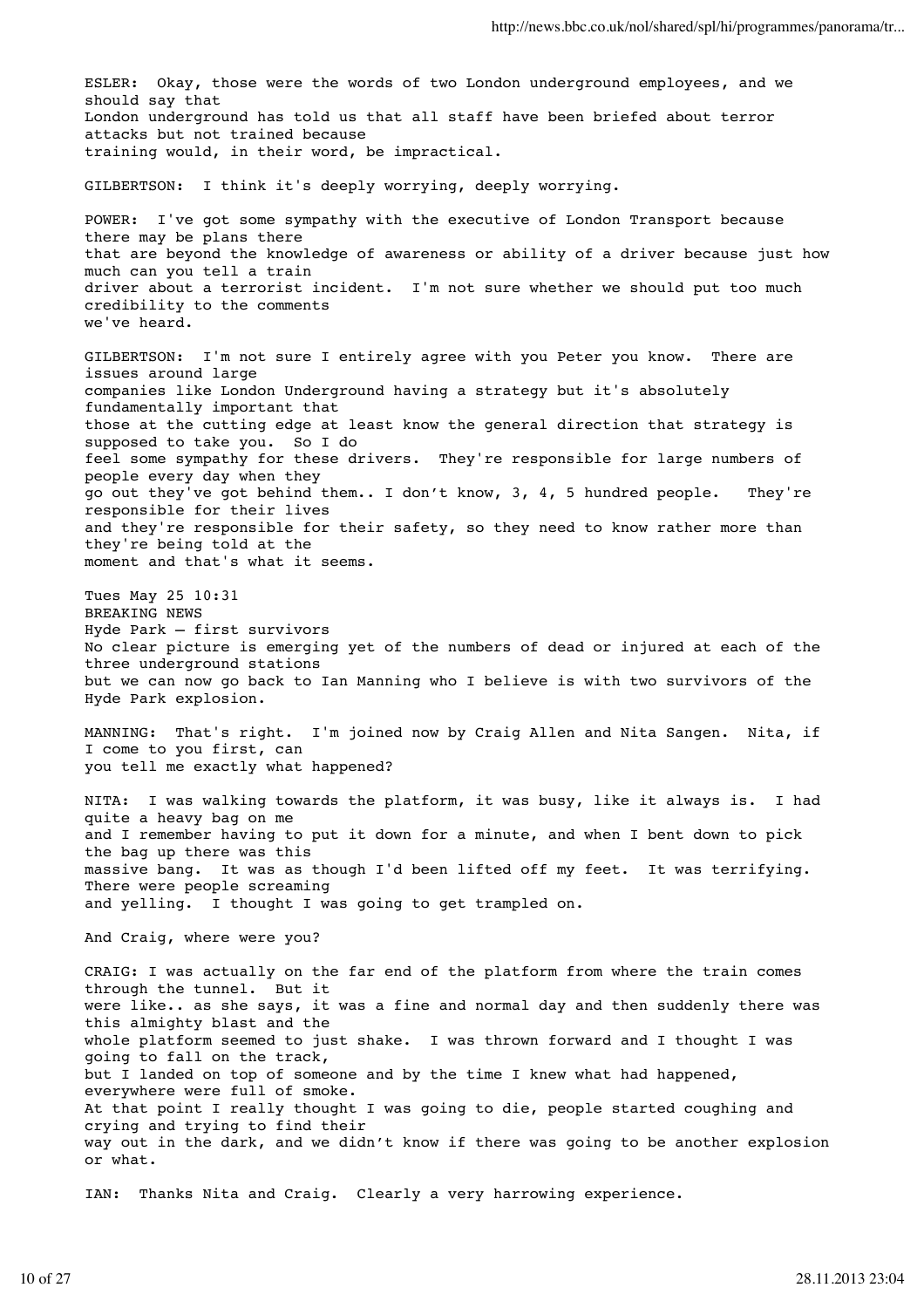ESLER: Okay, those were the words of two London underground employees, and we should say that London underground has told us that all staff have been briefed about terror attacks but not trained because training would, in their word, be impractical.

GILBERTSON: I think it's deeply worrying, deeply worrying.

POWER: I've got some sympathy with the executive of London Transport because there may be plans there that are beyond the knowledge of awareness or ability of a driver because just how much can you tell a train driver about a terrorist incident. I'm not sure whether we should put too much credibility to the comments we've heard.

GILBERTSON: I'm not sure I entirely agree with you Peter you know. There are issues around large companies like London Underground having a strategy but it's absolutely fundamentally important that those at the cutting edge at least know the general direction that strategy is supposed to take you. So I do feel some sympathy for these drivers. They're responsible for large numbers of people every day when they go out they've got behind them.. I don't know, 3, 4, 5 hundred people. They're responsible for their lives and they're responsible for their safety, so they need to know rather more than they're being told at the moment and that's what it seems.

Tues May 25 10:31
BREAKING NEWS
Hyde Park – first survivors
No clear picture is emerging yet of the numbers of dead or injured at each of the three underground stations but we can now go back to Ian Manning who I believe is with two survivors of the Hyde Park explosion.

MANNING: That's right. I'm joined now by Craig Allen and Nita Sangen. Nita, if I come to you first, can you tell me exactly what happened?

NITA: I was walking towards the platform, it was busy, like it always is. I had quite a heavy bag on me and I remember having to put it down for a minute, and when I bent down to pick the bag up there was this massive bang. It was as though I'd been lifted off my feet. It was terrifying. There were people screaming and yelling. I thought I was going to get trampled on.

And Craig, where were you?

CRAIG: I was actually on the far end of the platform from where the train comes through the tunnel. But it were like.. as she says, it was a fine and normal day and then suddenly there was this almighty blast and the whole platform seemed to just shake. I was thrown forward and I thought I was going to fall on the track, but I landed on top of someone and by the time I knew what had happened, everywhere were full of smoke. At that point I really thought I was going to die, people started coughing and crying and trying to find their way out in the dark, and we didn't know if there was going to be another explosion or what.

IAN: Thanks Nita and Craig. Clearly a very harrowing experience.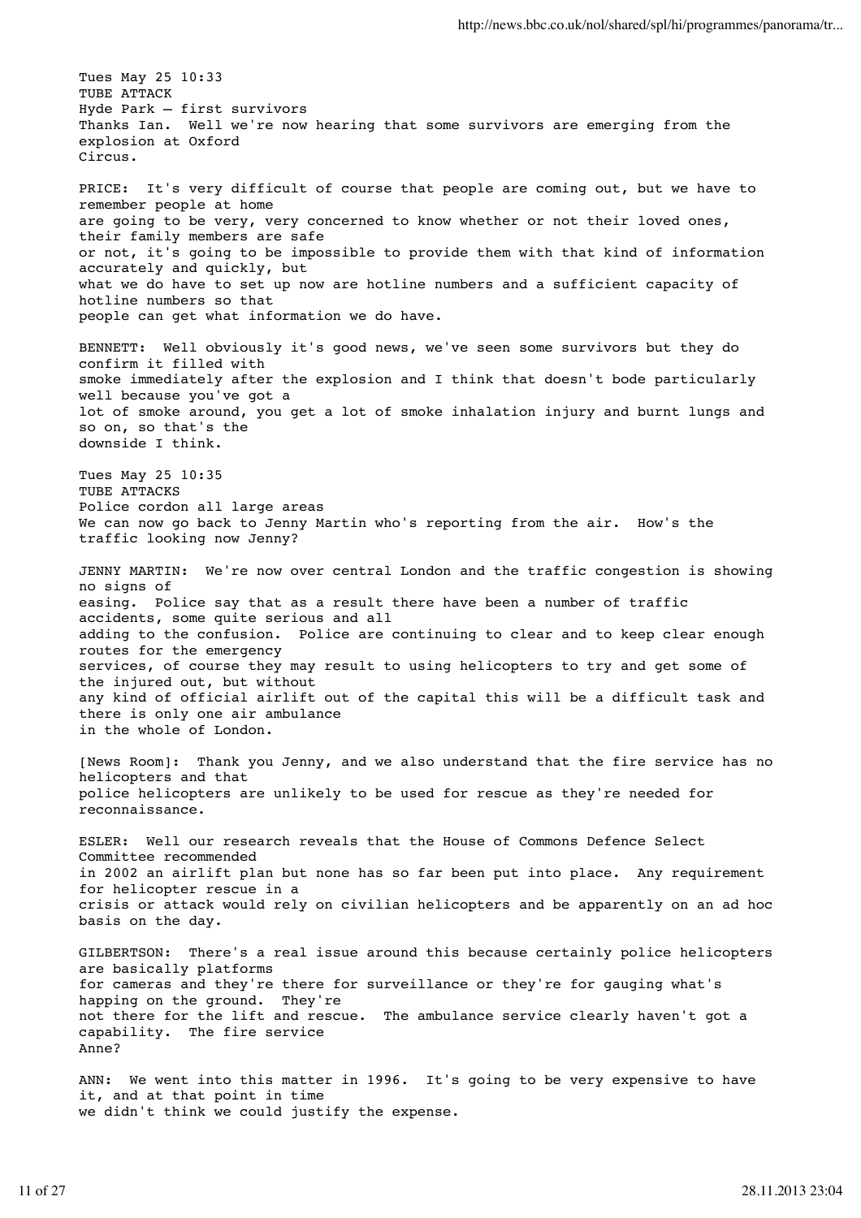Tues May 25 10:33
TUBE ATTACK
Hyde Park – first survivors
Thanks Ian. Well we're now hearing that some survivors are emerging from the explosion at Oxford Circus.

PRICE: It's very difficult of course that people are coming out, but we have to remember people at home are going to be very, very concerned to know whether or not their loved ones, their family members are safe or not, it's going to be impossible to provide them with that kind of information accurately and quickly, but what we do have to set up now are hotline numbers and a sufficient capacity of hotline numbers so that people can get what information we do have.

BENNETT: Well obviously it's good news, we've seen some survivors but they do confirm it filled with smoke immediately after the explosion and I think that doesn't bode particularly well because you've got a lot of smoke around, you get a lot of smoke inhalation injury and burnt lungs and so on, so that's the downside I think.

Tues May 25 10:35
TUBE ATTACKS
Police cordon all large areas
We can now go back to Jenny Martin who's reporting from the air. How's the traffic looking now Jenny?

JENNY MARTIN: We're now over central London and the traffic congestion is showing no signs of easing. Police say that as a result there have been a number of traffic accidents, some quite serious and all adding to the confusion. Police are continuing to clear and to keep clear enough routes for the emergency services, of course they may result to using helicopters to try and get some of the injured out, but without any kind of official airlift out of the capital this will be a difficult task and there is only one air ambulance in the whole of London.

[News Room]: Thank you Jenny, and we also understand that the fire service has no helicopters and that police helicopters are unlikely to be used for rescue as they're needed for reconnaissance.

ESLER: Well our research reveals that the House of Commons Defence Select Committee recommended in 2002 an airlift plan but none has so far been put into place. Any requirement for helicopter rescue in a crisis or attack would rely on civilian helicopters and be apparently on an ad hoc basis on the day.

GILBERTSON: There's a real issue around this because certainly police helicopters are basically platforms for cameras and they're there for surveillance or they're for gauging what's happing on the ground. They're not there for the lift and rescue. The ambulance service clearly haven't got a capability. The fire service Anne?

ANN: We went into this matter in 1996. It's going to be very expensive to have it, and at that point in time we didn't think we could justify the expense.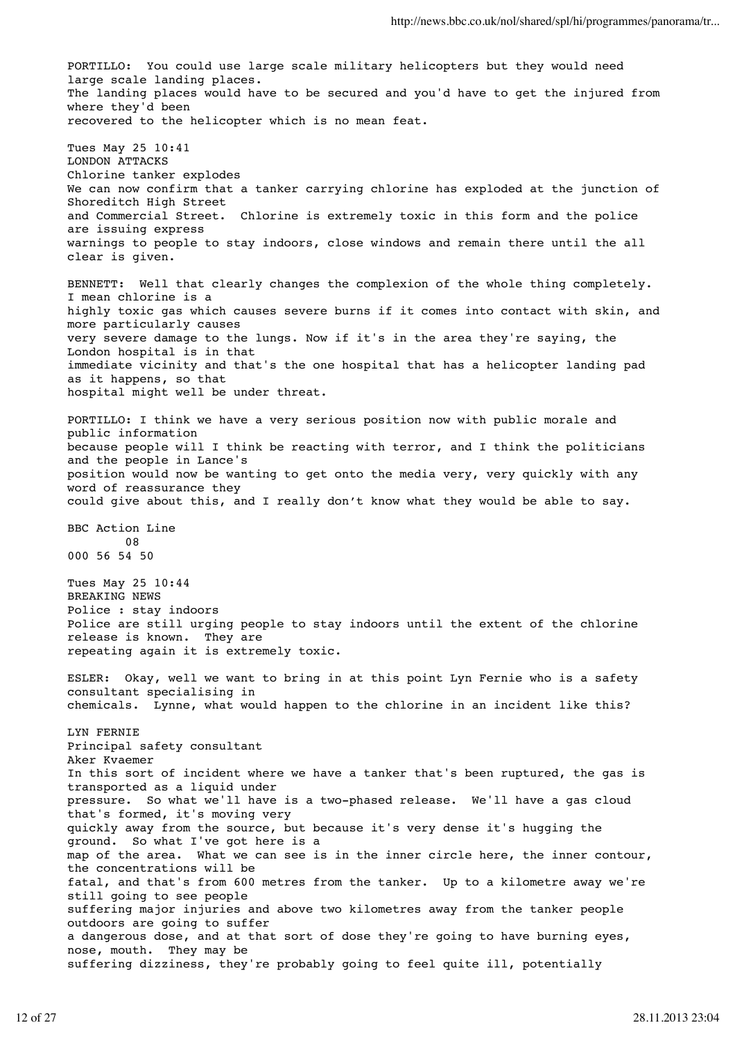PORTILLO: You could use large scale military helicopters but they would need large scale landing places.
The landing places would have to be secured and you'd have to get the injured from where they'd been recovered to the helicopter which is no mean feat.

Tues May 25 10:41
LONDON ATTACKS
Chlorine tanker explodes
We can now confirm that a tanker carrying chlorine has exploded at the junction of Shoreditch High Street and Commercial Street. Chlorine is extremely toxic in this form and the police are issuing express warnings to people to stay indoors, close windows and remain there until the all clear is given.

BENNETT: Well that clearly changes the complexion of the whole thing completely. I mean chlorine is a highly toxic gas which causes severe burns if it comes into contact with skin, and more particularly causes very severe damage to the lungs. Now if it's in the area they're saying, the London hospital is in that immediate vicinity and that's the one hospital that has a helicopter landing pad as it happens, so that hospital might well be under threat.

PORTILLO: I think we have a very serious position now with public morale and public information because people will I think be reacting with terror, and I think the politicians and the people in Lance's position would now be wanting to get onto the media very, very quickly with any word of reassurance they could give about this, and I really don't know what they would be able to say.

BBC Action Line
08
000 56 54 50

Tues May 25 10:44
BREAKING NEWS
Police : stay indoors
Police are still urging people to stay indoors until the extent of the chlorine release is known. They are repeating again it is extremely toxic.

ESLER: Okay, well we want to bring in at this point Lyn Fernie who is a safety consultant specialising in chemicals. Lynne, what would happen to the chlorine in an incident like this?

LYN FERNIE
Principal safety consultant
Aker Kvaemer
In this sort of incident where we have a tanker that's been ruptured, the gas is transported as a liquid under pressure. So what we'll have is a two-phased release. We'll have a gas cloud that's formed, it's moving very quickly away from the source, but because it's very dense it's hugging the ground. So what I've got here is a map of the area. What we can see is in the inner circle here, the inner contour, the concentrations will be fatal, and that's from 600 metres from the tanker. Up to a kilometre away we're still going to see people suffering major injuries and above two kilometres away from the tanker people outdoors are going to suffer a dangerous dose, and at that sort of dose they're going to have burning eyes, nose, mouth. They may be suffering dizziness, they're probably going to feel quite ill, potentially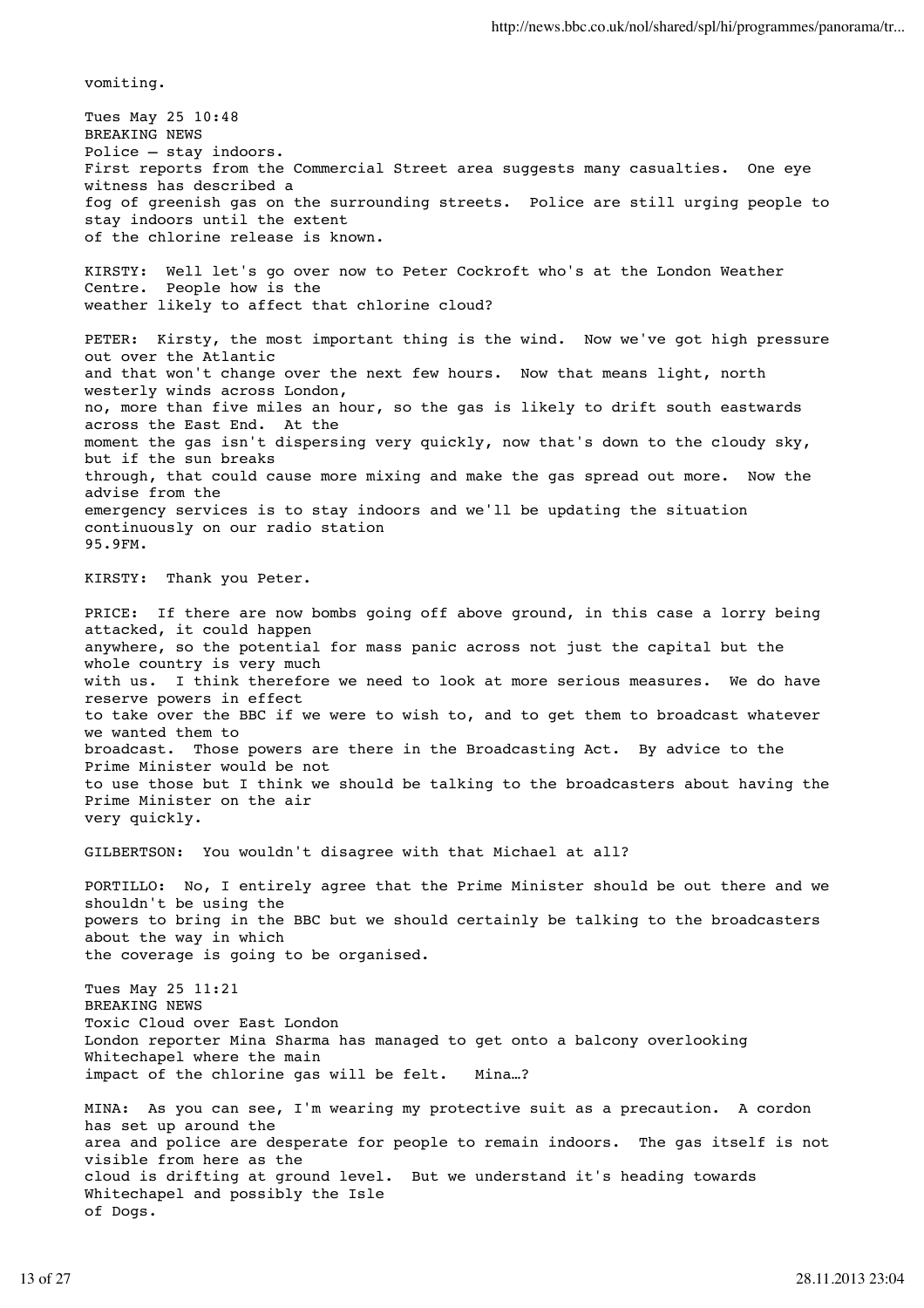vomiting.

Tues May 25 10:48
BREAKING NEWS
Police – stay indoors.
First reports from the Commercial Street area suggests many casualties. One eye witness has described a fog of greenish gas on the surrounding streets. Police are still urging people to stay indoors until the extent of the chlorine release is known.

KIRSTY: Well let's go over now to Peter Cockroft who's at the London Weather Centre. People how is the weather likely to affect that chlorine cloud?

PETER: Kirsty, the most important thing is the wind. Now we've got high pressure out over the Atlantic and that won't change over the next few hours. Now that means light, north westerly winds across London, no, more than five miles an hour, so the gas is likely to drift south eastwards across the East End. At the moment the gas isn't dispersing very quickly, now that's down to the cloudy sky, but if the sun breaks through, that could cause more mixing and make the gas spread out more. Now the advise from the emergency services is to stay indoors and we'll be updating the situation continuously on our radio station 95.9FM.

KIRSTY: Thank you Peter.

PRICE: If there are now bombs going off above ground, in this case a lorry being attacked, it could happen anywhere, so the potential for mass panic across not just the capital but the whole country is very much with us. I think therefore we need to look at more serious measures. We do have reserve powers in effect to take over the BBC if we were to wish to, and to get them to broadcast whatever we wanted them to broadcast. Those powers are there in the Broadcasting Act. By advice to the Prime Minister would be not to use those but I think we should be talking to the broadcasters about having the Prime Minister on the air very quickly.

GILBERTSON: You wouldn't disagree with that Michael at all?

PORTILLO: No, I entirely agree that the Prime Minister should be out there and we shouldn't be using the powers to bring in the BBC but we should certainly be talking to the broadcasters about the way in which the coverage is going to be organised.

Tues May 25 11:21
BREAKING NEWS
Toxic Cloud over East London
London reporter Mina Sharma has managed to get onto a balcony overlooking Whitechapel where the main impact of the chlorine gas will be felt. Mina…?

MINA: As you can see, I'm wearing my protective suit as a precaution. A cordon has set up around the area and police are desperate for people to remain indoors. The gas itself is not visible from here as the cloud is drifting at ground level. But we understand it's heading towards Whitechapel and possibly the Isle of Dogs.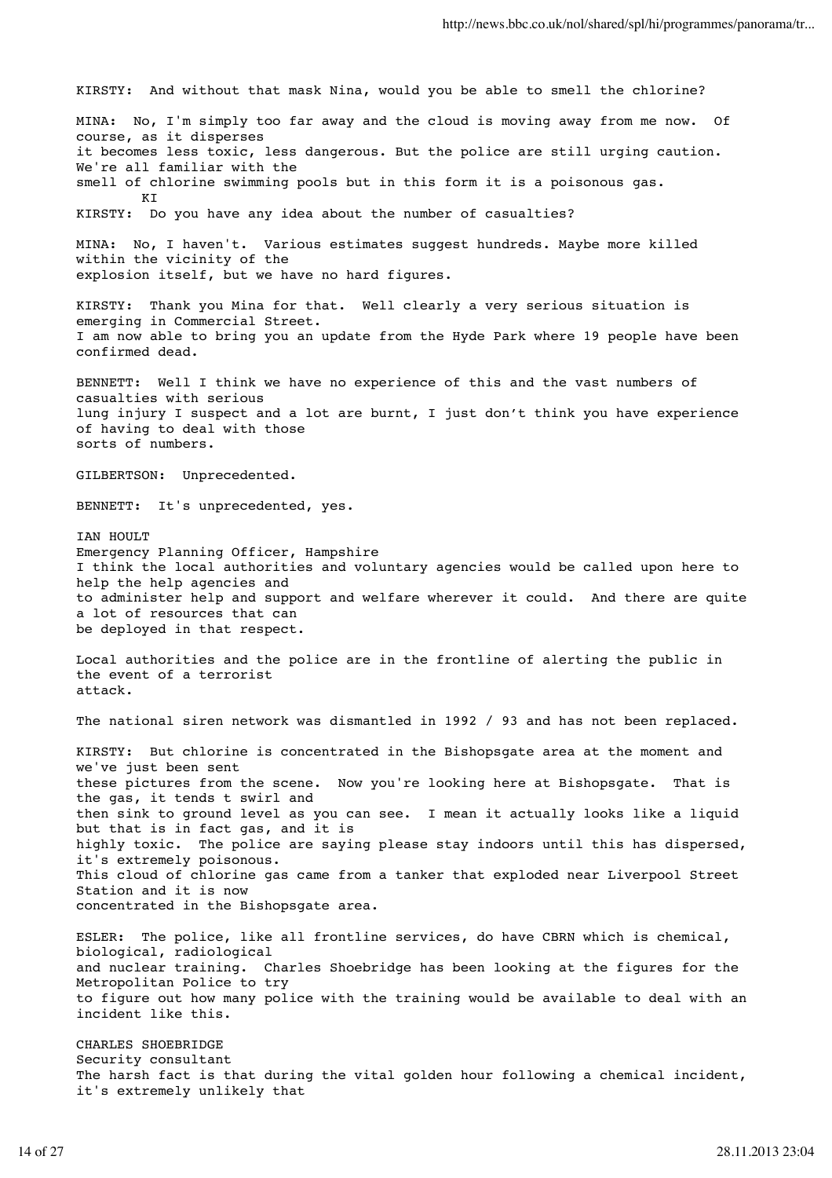KIRSTY: And without that mask Nina, would you be able to smell the chlorine?

MINA: No, I'm simply too far away and the cloud is moving away from me now. Of course, as it disperses it becomes less toxic, less dangerous. But the police are still urging caution. We're all familiar with the smell of chlorine swimming pools but in this form it is a poisonous gas.
KI
KIRSTY: Do you have any idea about the number of casualties?

MINA: No, I haven't. Various estimates suggest hundreds. Maybe more killed within the vicinity of the explosion itself, but we have no hard figures.

KIRSTY: Thank you Mina for that. Well clearly a very serious situation is emerging in Commercial Street. I am now able to bring you an update from the Hyde Park where 19 people have been confirmed dead.

BENNETT: Well I think we have no experience of this and the vast numbers of casualties with serious lung injury I suspect and a lot are burnt, I just don't think you have experience of having to deal with those sorts of numbers.

GILBERTSON: Unprecedented.

BENNETT: It's unprecedented, yes.

IAN HOULT
Emergency Planning Officer, Hampshire
I think the local authorities and voluntary agencies would be called upon here to help the help agencies and to administer help and support and welfare wherever it could. And there are quite a lot of resources that can be deployed in that respect.

Local authorities and the police are in the frontline of alerting the public in the event of a terrorist attack.

The national siren network was dismantled in 1992 / 93 and has not been replaced.

KIRSTY: But chlorine is concentrated in the Bishopsgate area at the moment and we've just been sent these pictures from the scene. Now you're looking here at Bishopsgate. That is the gas, it tends t swirl and then sink to ground level as you can see. I mean it actually looks like a liquid but that is in fact gas, and it is highly toxic. The police are saying please stay indoors until this has dispersed, it's extremely poisonous. This cloud of chlorine gas came from a tanker that exploded near Liverpool Street Station and it is now concentrated in the Bishopsgate area.

ESLER: The police, like all frontline services, do have CBRN which is chemical, biological, radiological and nuclear training. Charles Shoebridge has been looking at the figures for the Metropolitan Police to try to figure out how many police with the training would be available to deal with an incident like this.

CHARLES SHOEBRIDGE
Security consultant
The harsh fact is that during the vital golden hour following a chemical incident, it's extremely unlikely that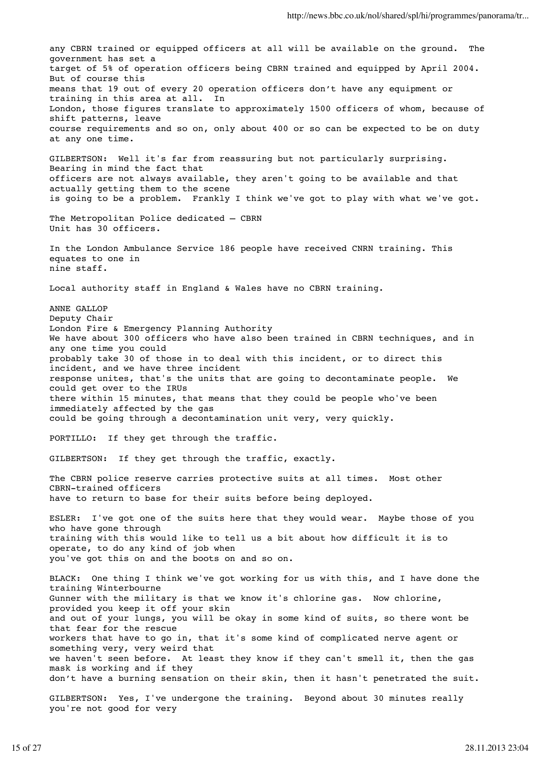any CBRN trained or equipped officers at all will be available on the ground. The government has set a target of 5% of operation officers being CBRN trained and equipped by April 2004. But of course this means that 19 out of every 20 operation officers don't have any equipment or training in this area at all. In London, those figures translate to approximately 1500 officers of whom, because of shift patterns, leave course requirements and so on, only about 400 or so can be expected to be on duty at any one time.

GILBERTSON: Well it's far from reassuring but not particularly surprising. Bearing in mind the fact that officers are not always available, they aren't going to be available and that actually getting them to the scene is going to be a problem. Frankly I think we've got to play with what we've got.

The Metropolitan Police dedicated – CBRN Unit has 30 officers.

In the London Ambulance Service 186 people have received CNRN training. This equates to one in nine staff.

Local authority staff in England & Wales have no CBRN training.

ANNE GALLOP
Deputy Chair
London Fire & Emergency Planning Authority
We have about 300 officers who have also been trained in CBRN techniques, and in any one time you could probably take 30 of those in to deal with this incident, or to direct this incident, and we have three incident response unites, that's the units that are going to decontaminate people. We could get over to the IRUs there within 15 minutes, that means that they could be people who've been immediately affected by the gas could be going through a decontamination unit very, very quickly.

PORTILLO: If they get through the traffic.

GILBERTSON: If they get through the traffic, exactly.

The CBRN police reserve carries protective suits at all times. Most other CBRN-trained officers have to return to base for their suits before being deployed.

ESLER: I've got one of the suits here that they would wear. Maybe those of you who have gone through training with this would like to tell us a bit about how difficult it is to operate, to do any kind of job when you've got this on and the boots on and so on.

BLACK: One thing I think we've got working for us with this, and I have done the training Winterbourne Gunner with the military is that we know it's chlorine gas. Now chlorine, provided you keep it off your skin and out of your lungs, you will be okay in some kind of suits, so there wont be that fear for the rescue workers that have to go in, that it's some kind of complicated nerve agent or something very, very weird that we haven't seen before. At least they know if they can't smell it, then the gas mask is working and if they don't have a burning sensation on their skin, then it hasn't penetrated the suit.

GILBERTSON: Yes, I've undergone the training. Beyond about 30 minutes really you're not good for very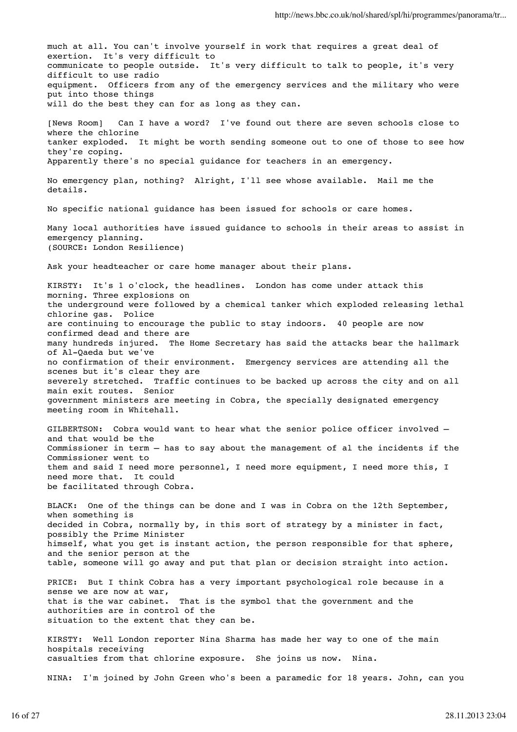much at all. You can't involve yourself in work that requires a great deal of exertion. It's very difficult to communicate to people outside. It's very difficult to talk to people, it's very difficult to use radio equipment. Officers from any of the emergency services and the military who were put into those things will do the best they can for as long as they can.

[News Room] Can I have a word? I've found out there are seven schools close to where the chlorine tanker exploded. It might be worth sending someone out to one of those to see how they're coping. Apparently there's no special guidance for teachers in an emergency.

No emergency plan, nothing? Alright, I'll see whose available. Mail me the details.

No specific national guidance has been issued for schools or care homes.

Many local authorities have issued guidance to schools in their areas to assist in emergency planning.
(SOURCE: London Resilience)

Ask your headteacher or care home manager about their plans.

KIRSTY: It's 1 o'clock, the headlines. London has come under attack this morning. Three explosions on the underground were followed by a chemical tanker which exploded releasing lethal chlorine gas. Police are continuing to encourage the public to stay indoors. 40 people are now confirmed dead and there are many hundreds injured. The Home Secretary has said the attacks bear the hallmark of Al-Qaeda but we've no confirmation of their environment. Emergency services are attending all the scenes but it's clear they are severely stretched. Traffic continues to be backed up across the city and on all main exit routes. Senior government ministers are meeting in Cobra, the specially designated emergency meeting room in Whitehall.

GILBERTSON: Cobra would want to hear what the senior police officer involved – and that would be the Commissioner in term – has to say about the management of al the incidents if the Commissioner went to them and said I need more personnel, I need more equipment, I need more this, I need more that. It could be facilitated through Cobra.

BLACK: One of the things can be done and I was in Cobra on the 12th September, when something is decided in Cobra, normally by, in this sort of strategy by a minister in fact, possibly the Prime Minister himself, what you get is instant action, the person responsible for that sphere, and the senior person at the table, someone will go away and put that plan or decision straight into action.

PRICE: But I think Cobra has a very important psychological role because in a sense we are now at war, that is the war cabinet. That is the symbol that the government and the authorities are in control of the situation to the extent that they can be.

KIRSTY: Well London reporter Nina Sharma has made her way to one of the main hospitals receiving casualties from that chlorine exposure. She joins us now. Nina.

NINA: I'm joined by John Green who's been a paramedic for 18 years. John, can you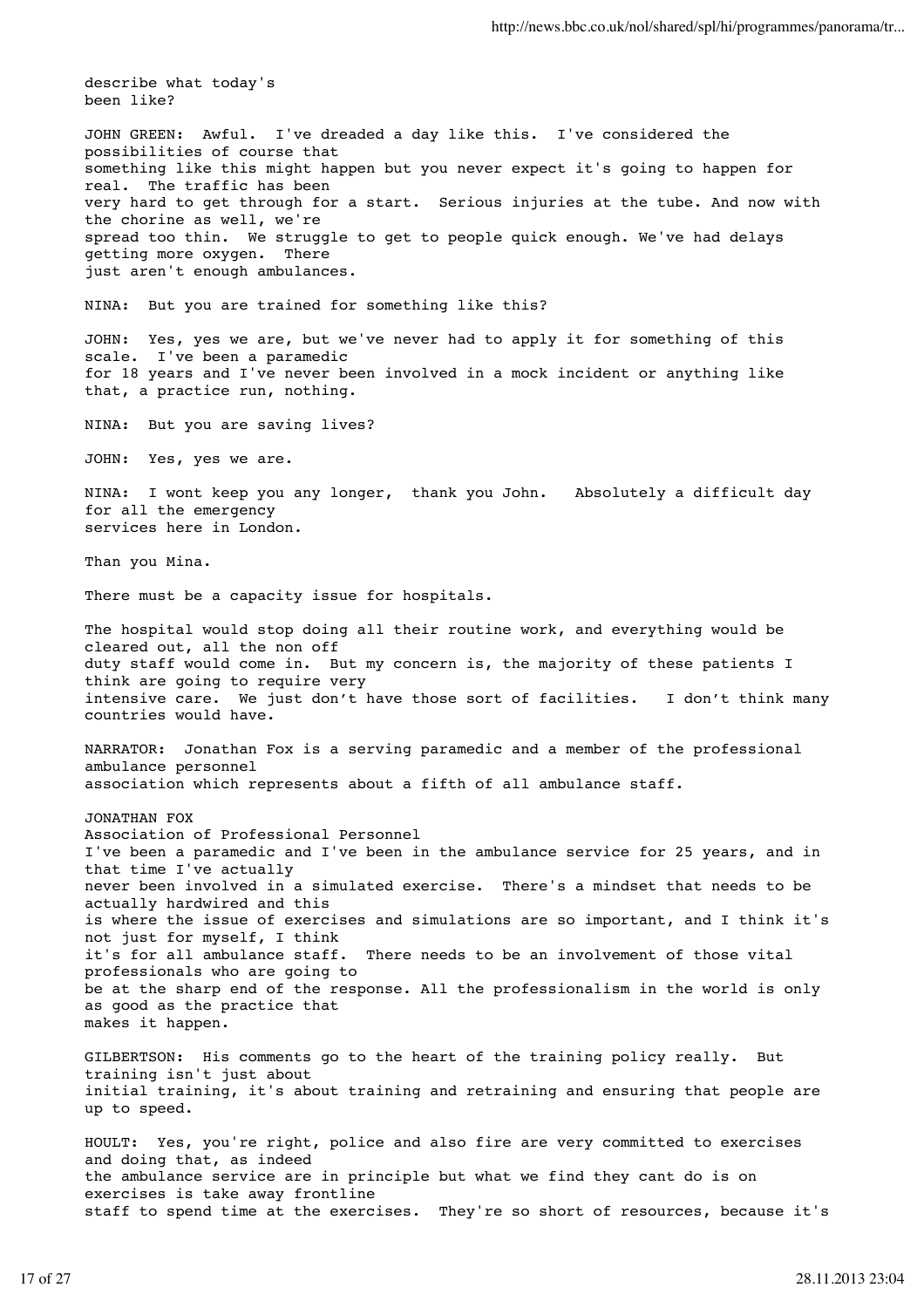describe what today's been like?

JOHN GREEN: Awful. I've dreaded a day like this. I've considered the possibilities of course that something like this might happen but you never expect it's going to happen for real. The traffic has been very hard to get through for a start. Serious injuries at the tube. And now with the chorine as well, we're spread too thin. We struggle to get to people quick enough. We've had delays getting more oxygen. There just aren't enough ambulances.

NINA: But you are trained for something like this?

JOHN: Yes, yes we are, but we've never had to apply it for something of this scale. I've been a paramedic for 18 years and I've never been involved in a mock incident or anything like that, a practice run, nothing.

NINA: But you are saving lives?

JOHN: Yes, yes we are.

NINA: I wont keep you any longer, thank you John. Absolutely a difficult day for all the emergency services here in London.

Than you Mina.

There must be a capacity issue for hospitals.

The hospital would stop doing all their routine work, and everything would be cleared out, all the non off duty staff would come in. But my concern is, the majority of these patients I think are going to require very intensive care. We just don't have those sort of facilities. I don't think many countries would have.

NARRATOR: Jonathan Fox is a serving paramedic and a member of the professional ambulance personnel association which represents about a fifth of all ambulance staff.

JONATHAN FOX
Association of Professional Personnel
I've been a paramedic and I've been in the ambulance service for 25 years, and in that time I've actually never been involved in a simulated exercise. There's a mindset that needs to be actually hardwired and this is where the issue of exercises and simulations are so important, and I think it's not just for myself, I think it's for all ambulance staff. There needs to be an involvement of those vital professionals who are going to be at the sharp end of the response. All the professionalism in the world is only as good as the practice that makes it happen.

GILBERTSON: His comments go to the heart of the training policy really. But training isn't just about initial training, it's about training and retraining and ensuring that people are up to speed.

HOULT: Yes, you're right, police and also fire are very committed to exercises and doing that, as indeed the ambulance service are in principle but what we find they cant do is on exercises is take away frontline staff to spend time at the exercises. They're so short of resources, because it's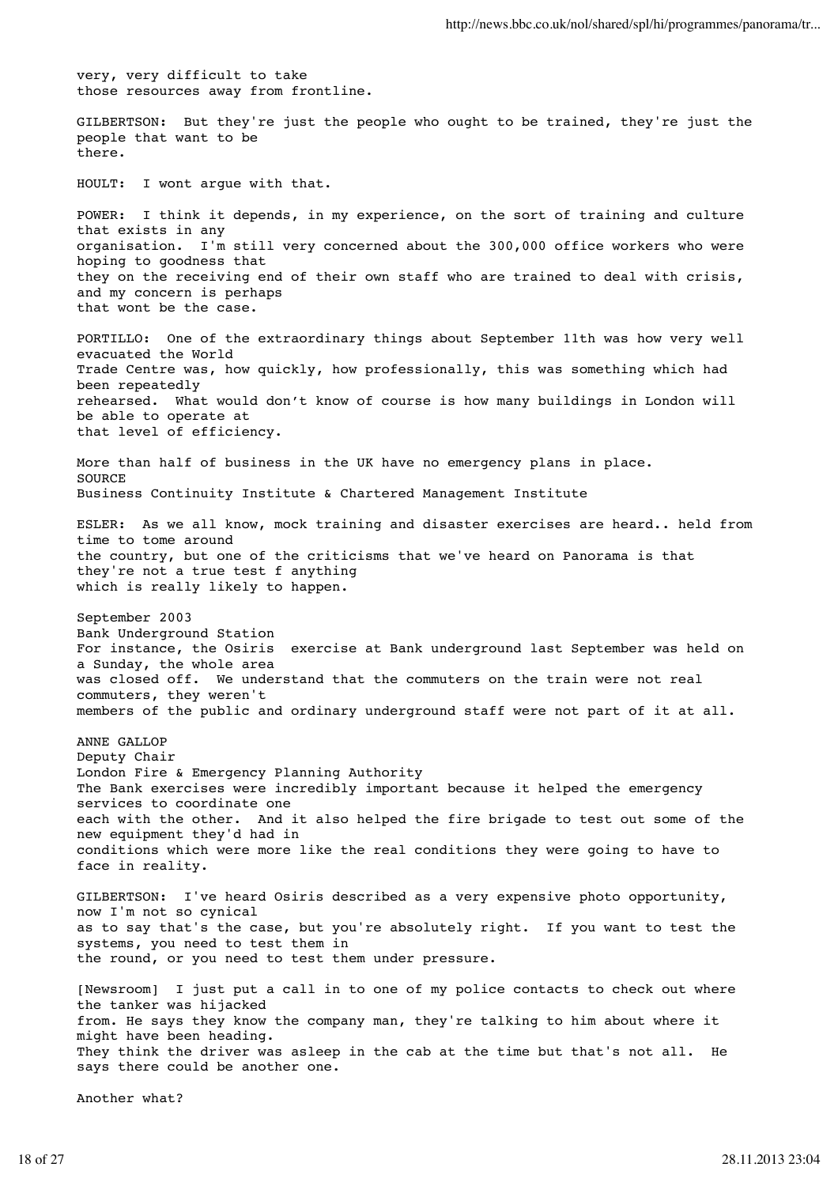very, very difficult to take those resources away from frontline.

GILBERTSON: But they're just the people who ought to be trained, they're just the people that want to be there.

HOULT: I wont argue with that.

POWER: I think it depends, in my experience, on the sort of training and culture that exists in any organisation. I'm still very concerned about the 300,000 office workers who were hoping to goodness that they on the receiving end of their own staff who are trained to deal with crisis, and my concern is perhaps that wont be the case.

PORTILLO: One of the extraordinary things about September 11th was how very well evacuated the World Trade Centre was, how quickly, how professionally, this was something which had been repeatedly rehearsed. What would don't know of course is how many buildings in London will be able to operate at that level of efficiency.

More than half of business in the UK have no emergency plans in place.
SOURCE
Business Continuity Institute & Chartered Management Institute

ESLER: As we all know, mock training and disaster exercises are heard.. held from time to tome around the country, but one of the criticisms that we've heard on Panorama is that they're not a true test f anything which is really likely to happen.

September 2003
Bank Underground Station
For instance, the Osiris exercise at Bank underground last September was held on a Sunday, the whole area was closed off. We understand that the commuters on the train were not real commuters, they weren't members of the public and ordinary underground staff were not part of it at all.

ANNE GALLOP
Deputy Chair
London Fire & Emergency Planning Authority
The Bank exercises were incredibly important because it helped the emergency services to coordinate one each with the other. And it also helped the fire brigade to test out some of the new equipment they'd had in conditions which were more like the real conditions they were going to have to face in reality.

GILBERTSON: I've heard Osiris described as a very expensive photo opportunity, now I'm not so cynical as to say that's the case, but you're absolutely right. If you want to test the systems, you need to test them in the round, or you need to test them under pressure.

[Newsroom] I just put a call in to one of my police contacts to check out where the tanker was hijacked from. He says they know the company man, they're talking to him about where it might have been heading. They think the driver was asleep in the cab at the time but that's not all. He says there could be another one.

Another what?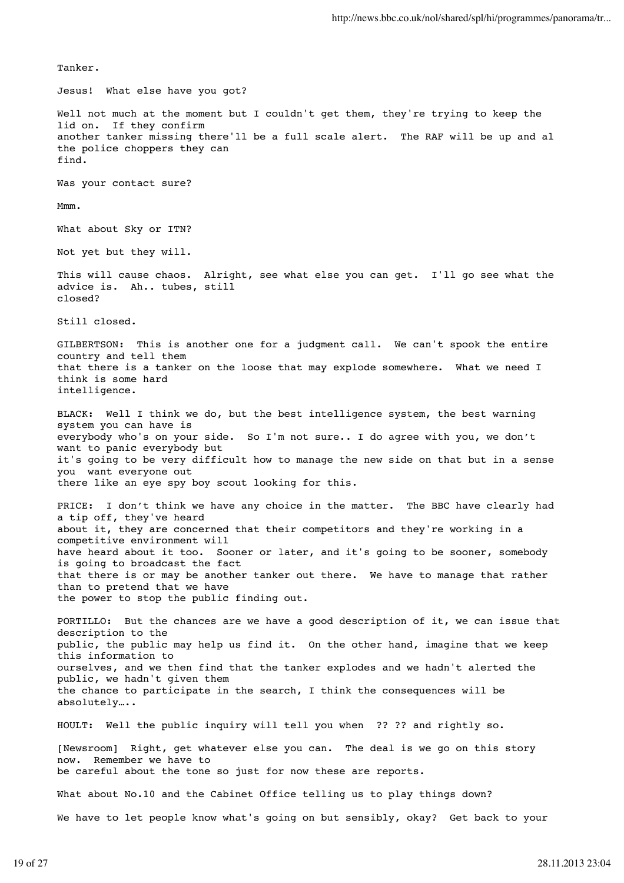Tanker.

Jesus! What else have you got?

Well not much at the moment but I couldn't get them, they're trying to keep the lid on. If they confirm another tanker missing there'll be a full scale alert. The RAF will be up and al the police choppers they can find.

Was your contact sure?

Mmm.

What about Sky or ITN?

Not yet but they will.

This will cause chaos. Alright, see what else you can get. I'll go see what the advice is. Ah.. tubes, still closed?

Still closed.

GILBERTSON: This is another one for a judgment call. We can't spook the entire country and tell them that there is a tanker on the loose that may explode somewhere. What we need I think is some hard intelligence.

BLACK: Well I think we do, but the best intelligence system, the best warning system you can have is everybody who's on your side. So I'm not sure.. I do agree with you, we don't want to panic everybody but it's going to be very difficult how to manage the new side on that but in a sense you want everyone out there like an eye spy boy scout looking for this.

PRICE: I don't think we have any choice in the matter. The BBC have clearly had a tip off, they've heard about it, they are concerned that their competitors and they're working in a competitive environment will have heard about it too. Sooner or later, and it's going to be sooner, somebody is going to broadcast the fact that there is or may be another tanker out there. We have to manage that rather than to pretend that we have the power to stop the public finding out.

PORTILLO: But the chances are we have a good description of it, we can issue that description to the public, the public may help us find it. On the other hand, imagine that we keep this information to ourselves, and we then find that the tanker explodes and we hadn't alerted the public, we hadn't given them the chance to participate in the search, I think the consequences will be absolutely…..

HOULT: Well the public inquiry will tell you when ?? ?? and rightly so.

[Newsroom] Right, get whatever else you can. The deal is we go on this story now. Remember we have to be careful about the tone so just for now these are reports.

What about No.10 and the Cabinet Office telling us to play things down?

We have to let people know what's going on but sensibly, okay? Get back to your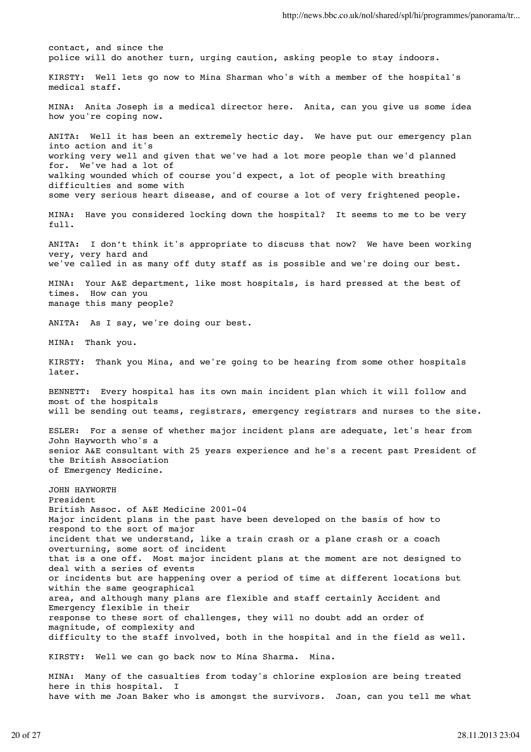contact, and since the police will do another turn, urging caution, asking people to stay indoors.

KIRSTY: Well lets go now to Mina Sharman who's with a member of the hospital's medical staff.

MINA: Anita Joseph is a medical director here. Anita, can you give us some idea how you're coping now.

ANITA: Well it has been an extremely hectic day. We have put our emergency plan into action and it's working very well and given that we've had a lot more people than we'd planned for. We've had a lot of walking wounded which of course you'd expect, a lot of people with breathing difficulties and some with some very serious heart disease, and of course a lot of very frightened people.

MINA: Have you considered locking down the hospital? It seems to me to be very full.

ANITA: I don't think it's appropriate to discuss that now? We have been working very, very hard and we've called in as many off duty staff as is possible and we're doing our best.

MINA: Your A&E department, like most hospitals, is hard pressed at the best of times. How can you manage this many people?

ANITA: As I say, we're doing our best.

MINA: Thank you.

KIRSTY: Thank you Mina, and we're going to be hearing from some other hospitals later.

BENNETT: Every hospital has its own main incident plan which it will follow and most of the hospitals will be sending out teams, registrars, emergency registrars and nurses to the site.

ESLER: For a sense of whether major incident plans are adequate, let's hear from John Hayworth who's a senior A&E consultant with 25 years experience and he's a recent past President of the British Association of Emergency Medicine.

JOHN HAYWORTH
President
British Assoc. of A&E Medicine 2001-04
Major incident plans in the past have been developed on the basis of how to respond to the sort of major incident that we understand, like a train crash or a plane crash or a coach overturning, some sort of incident that is a one off. Most major incident plans at the moment are not designed to deal with a series of events or incidents but are happening over a period of time at different locations but within the same geographical area, and although many plans are flexible and staff certainly Accident and Emergency flexible in their response to these sort of challenges, they will no doubt add an order of magnitude, of complexity and difficulty to the staff involved, both in the hospital and in the field as well.

KIRSTY: Well we can go back now to Mina Sharma. Mina.

MINA: Many of the casualties from today's chlorine explosion are being treated here in this hospital. I have with me Joan Baker who is amongst the survivors. Joan, can you tell me what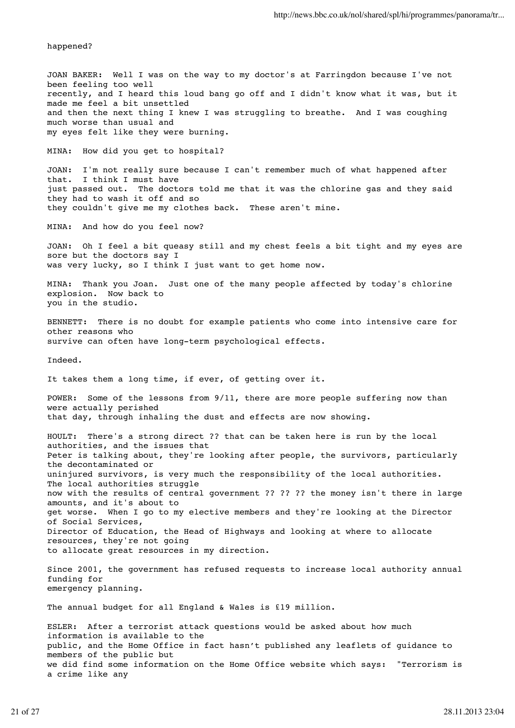happened?

JOAN BAKER: Well I was on the way to my doctor's at Farringdon because I've not been feeling too well recently, and I heard this loud bang go off and I didn't know what it was, but it made me feel a bit unsettled and then the next thing I knew I was struggling to breathe. And I was coughing much worse than usual and my eyes felt like they were burning.

MINA: How did you get to hospital?

JOAN: I'm not really sure because I can't remember much of what happened after that. I think I must have just passed out. The doctors told me that it was the chlorine gas and they said they had to wash it off and so they couldn't give me my clothes back. These aren't mine.

MINA: And how do you feel now?

JOAN: Oh I feel a bit queasy still and my chest feels a bit tight and my eyes are sore but the doctors say I was very lucky, so I think I just want to get home now.

MINA: Thank you Joan. Just one of the many people affected by today's chlorine explosion. Now back to you in the studio.

BENNETT: There is no doubt for example patients who come into intensive care for other reasons who survive can often have long-term psychological effects.

Indeed.

It takes them a long time, if ever, of getting over it.

POWER: Some of the lessons from 9/11, there are more people suffering now than were actually perished that day, through inhaling the dust and effects are now showing.

HOULT: There's a strong direct ?? that can be taken here is run by the local authorities, and the issues that Peter is talking about, they're looking after people, the survivors, particularly the decontaminated or uninjured survivors, is very much the responsibility of the local authorities. The local authorities struggle now with the results of central government ?? ?? ?? the money isn't there in large amounts, and it's about to get worse. When I go to my elective members and they're looking at the Director of Social Services, Director of Education, the Head of Highways and looking at where to allocate resources, they're not going to allocate great resources in my direction.

Since 2001, the government has refused requests to increase local authority annual funding for emergency planning.

The annual budget for all England & Wales is £19 million.

ESLER: After a terrorist attack questions would be asked about how much information is available to the public, and the Home Office in fact hasn't published any leaflets of guidance to members of the public but we did find some information on the Home Office website which says: "Terrorism is a crime like any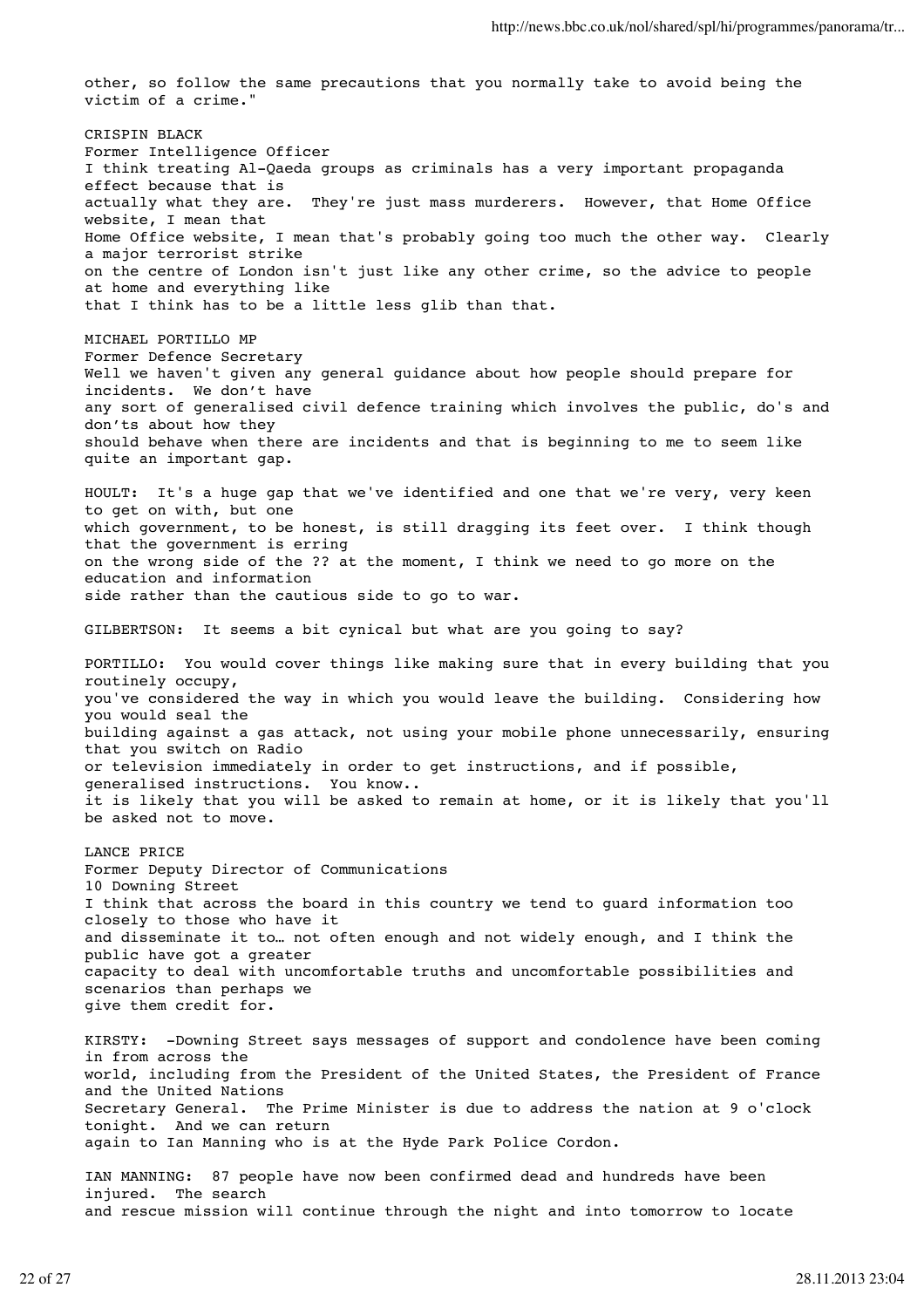other, so follow the same precautions that you normally take to avoid being the victim of a crime."

CRISPIN BLACK
Former Intelligence Officer
I think treating Al-Qaeda groups as criminals has a very important propaganda effect because that is actually what they are. They're just mass murderers. However, that Home Office website, I mean that Home Office website, I mean that's probably going too much the other way. Clearly a major terrorist strike on the centre of London isn't just like any other crime, so the advice to people at home and everything like that I think has to be a little less glib than that.

MICHAEL PORTILLO MP
Former Defence Secretary
Well we haven't given any general guidance about how people should prepare for incidents. We don't have any sort of generalised civil defence training which involves the public, do's and don'ts about how they should behave when there are incidents and that is beginning to me to seem like quite an important gap.

HOULT: It's a huge gap that we've identified and one that we're very, very keen to get on with, but one which government, to be honest, is still dragging its feet over. I think though that the government is erring on the wrong side of the ?? at the moment, I think we need to go more on the education and information side rather than the cautious side to go to war.

GILBERTSON: It seems a bit cynical but what are you going to say?

PORTILLO: You would cover things like making sure that in every building that you routinely occupy, you've considered the way in which you would leave the building. Considering how you would seal the building against a gas attack, not using your mobile phone unnecessarily, ensuring that you switch on Radio or television immediately in order to get instructions, and if possible, generalised instructions. You know.. it is likely that you will be asked to remain at home, or it is likely that you'll be asked not to move.

LANCE PRICE
Former Deputy Director of Communications
10 Downing Street
I think that across the board in this country we tend to guard information too closely to those who have it and disseminate it to… not often enough and not widely enough, and I think the public have got a greater capacity to deal with uncomfortable truths and uncomfortable possibilities and scenarios than perhaps we give them credit for.

KIRSTY: -Downing Street says messages of support and condolence have been coming in from across the world, including from the President of the United States, the President of France and the United Nations Secretary General. The Prime Minister is due to address the nation at 9 o'clock tonight. And we can return again to Ian Manning who is at the Hyde Park Police Cordon.

IAN MANNING: 87 people have now been confirmed dead and hundreds have been injured. The search and rescue mission will continue through the night and into tomorrow to locate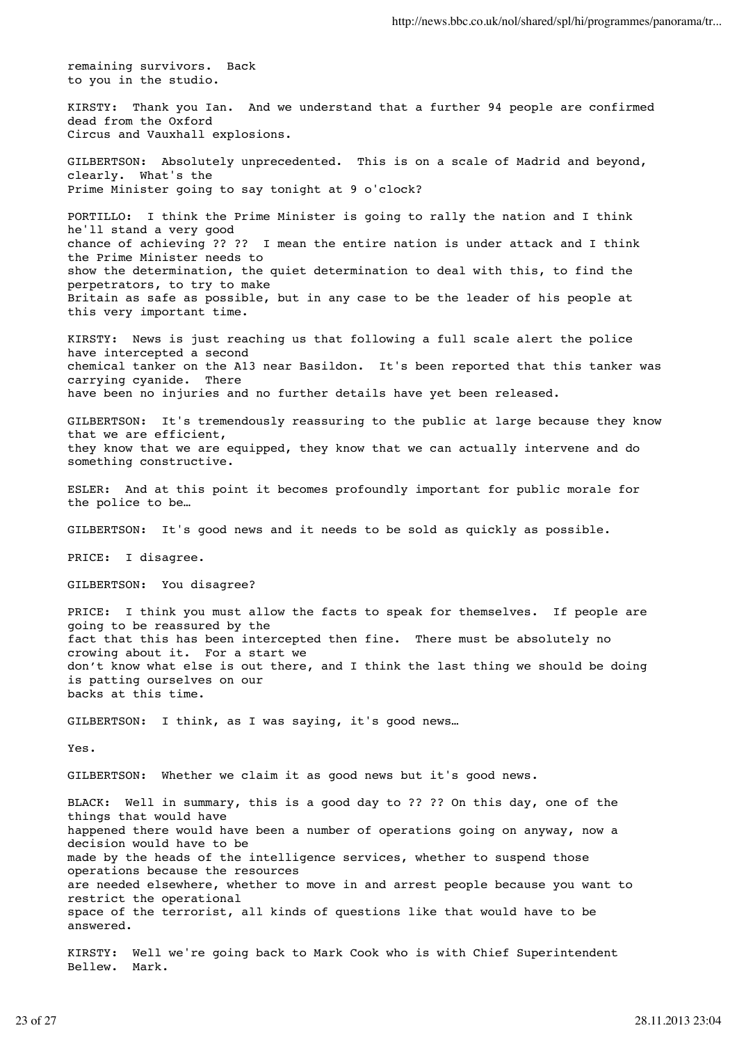remaining survivors. Back to you in the studio.

KIRSTY: Thank you Ian. And we understand that a further 94 people are confirmed dead from the Oxford Circus and Vauxhall explosions.

GILBERTSON: Absolutely unprecedented. This is on a scale of Madrid and beyond, clearly. What's the Prime Minister going to say tonight at 9 o'clock?

PORTILLO: I think the Prime Minister is going to rally the nation and I think he'll stand a very good chance of achieving ?? ?? I mean the entire nation is under attack and I think the Prime Minister needs to show the determination, the quiet determination to deal with this, to find the perpetrators, to try to make Britain as safe as possible, but in any case to be the leader of his people at this very important time.

KIRSTY: News is just reaching us that following a full scale alert the police have intercepted a second chemical tanker on the A13 near Basildon. It's been reported that this tanker was carrying cyanide. There have been no injuries and no further details have yet been released.

GILBERTSON: It's tremendously reassuring to the public at large because they know that we are efficient, they know that we are equipped, they know that we can actually intervene and do something constructive.

ESLER: And at this point it becomes profoundly important for public morale for the police to be…

GILBERTSON: It's good news and it needs to be sold as quickly as possible.

PRICE: I disagree.

GILBERTSON: You disagree?

PRICE: I think you must allow the facts to speak for themselves. If people are going to be reassured by the fact that this has been intercepted then fine. There must be absolutely no crowing about it. For a start we don't know what else is out there, and I think the last thing we should be doing is patting ourselves on our backs at this time.

GILBERTSON: I think, as I was saying, it's good news…

Yes.

GILBERTSON: Whether we claim it as good news but it's good news.

BLACK: Well in summary, this is a good day to ?? ?? On this day, one of the things that would have happened there would have been a number of operations going on anyway, now a decision would have to be made by the heads of the intelligence services, whether to suspend those operations because the resources are needed elsewhere, whether to move in and arrest people because you want to restrict the operational space of the terrorist, all kinds of questions like that would have to be answered.

KIRSTY: Well we're going back to Mark Cook who is with Chief Superintendent Bellew. Mark.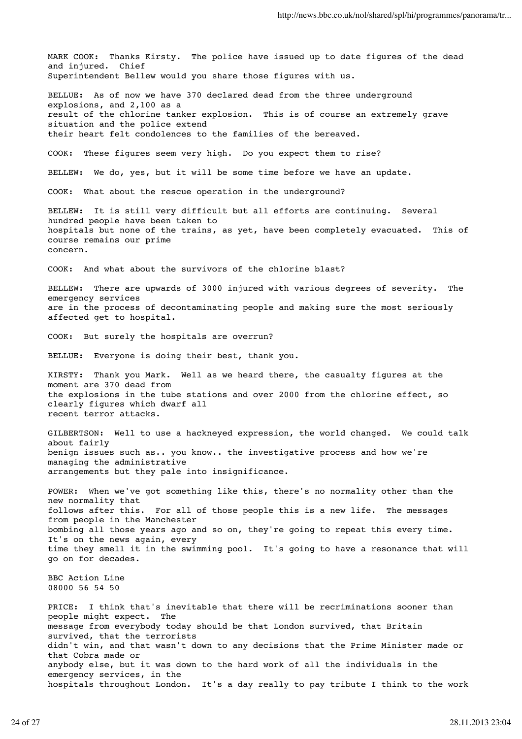MARK COOK: Thanks Kirsty. The police have issued up to date figures of the dead and injured. Chief Superintendent Bellew would you share those figures with us.

BELLUE: As of now we have 370 declared dead from the three underground explosions, and 2,100 as a result of the chlorine tanker explosion. This is of course an extremely grave situation and the police extend their heart felt condolences to the families of the bereaved.

COOK: These figures seem very high. Do you expect them to rise?

BELLEW: We do, yes, but it will be some time before we have an update.

COOK: What about the rescue operation in the underground?

BELLEW: It is still very difficult but all efforts are continuing. Several hundred people have been taken to hospitals but none of the trains, as yet, have been completely evacuated. This of course remains our prime concern.

COOK: And what about the survivors of the chlorine blast?

BELLEW: There are upwards of 3000 injured with various degrees of severity. The emergency services are in the process of decontaminating people and making sure the most seriously affected get to hospital.

COOK: But surely the hospitals are overrun?

BELLUE: Everyone is doing their best, thank you.

KIRSTY: Thank you Mark. Well as we heard there, the casualty figures at the moment are 370 dead from the explosions in the tube stations and over 2000 from the chlorine effect, so clearly figures which dwarf all recent terror attacks.

GILBERTSON: Well to use a hackneyed expression, the world changed. We could talk about fairly benign issues such as.. you know.. the investigative process and how we're managing the administrative arrangements but they pale into insignificance.

POWER: When we've got something like this, there's no normality other than the new normality that follows after this. For all of those people this is a new life. The messages from people in the Manchester bombing all those years ago and so on, they're going to repeat this every time. It's on the news again, every time they smell it in the swimming pool. It's going to have a resonance that will go on for decades.

BBC Action Line
08000 56 54 50

PRICE: I think that's inevitable that there will be recriminations sooner than people might expect. The message from everybody today should be that London survived, that Britain survived, that the terrorists didn't win, and that wasn't down to any decisions that the Prime Minister made or that Cobra made or anybody else, but it was down to the hard work of all the individuals in the emergency services, in the hospitals throughout London. It's a day really to pay tribute I think to the work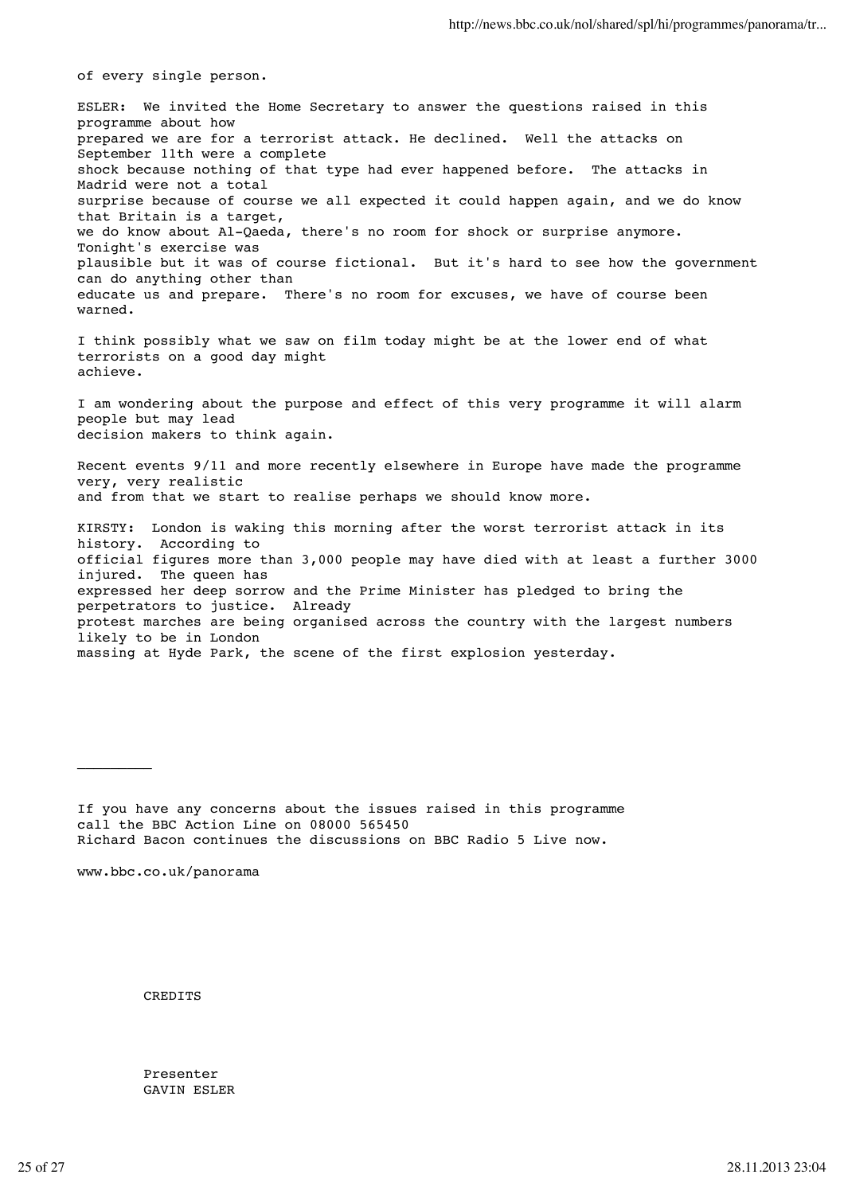of every single person.

ESLER: We invited the Home Secretary to answer the questions raised in this programme about how prepared we are for a terrorist attack. He declined. Well the attacks on September 11th were a complete shock because nothing of that type had ever happened before. The attacks in Madrid were not a total surprise because of course we all expected it could happen again, and we do know that Britain is a target, we do know about Al-Qaeda, there's no room for shock or surprise anymore. Tonight's exercise was plausible but it was of course fictional. But it's hard to see how the government can do anything other than educate us and prepare. There's no room for excuses, we have of course been warned.

I think possibly what we saw on film today might be at the lower end of what terrorists on a good day might achieve.

I am wondering about the purpose and effect of this very programme it will alarm people but may lead decision makers to think again.

Recent events 9/11 and more recently elsewhere in Europe have made the programme very, very realistic and from that we start to realise perhaps we should know more.

KIRSTY: London is waking this morning after the worst terrorist attack in its history. According to official figures more than 3,000 people may have died with at least a further 3000 injured. The queen has expressed her deep sorrow and the Prime Minister has pledged to bring the perpetrators to justice. Already protest marches are being organised across the country with the largest numbers likely to be in London massing at Hyde Park, the scene of the first explosion yesterday.

---

If you have any concerns about the issues raised in this programme call the BBC Action Line on 08000 565450
Richard Bacon continues the discussions on BBC Radio 5 Live now.

www.bbc.co.uk/panorama

CREDITS

Presenter
GAVIN ESLER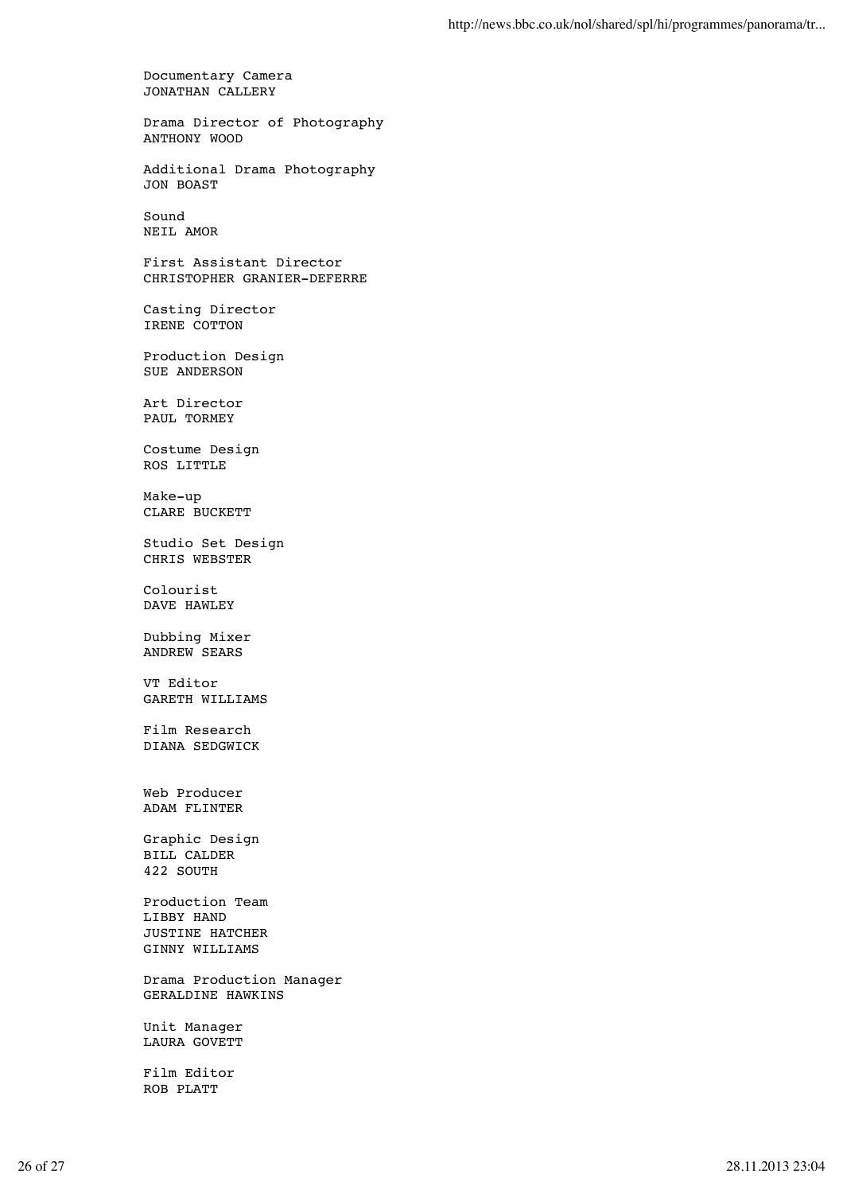Documentary Camera
JONATHAN CALLERY

Drama Director of Photography
ANTHONY WOOD

Additional Drama Photography
JON BOAST

Sound
NEIL AMOR

First Assistant Director
CHRISTOPHER GRANIER-DEFERRE

Casting Director
IRENE COTTON

Production Design
SUE ANDERSON

Art Director
PAUL TORMEY

Costume Design
ROS LITTLE

Make-up
CLARE BUCKETT

Studio Set Design
CHRIS WEBSTER

Colourist
DAVE HAWLEY

Dubbing Mixer
ANDREW SEARS

VT Editor
GARETH WILLIAMS

Film Research
DIANA SEDGWICK

Web Producer
ADAM FLINTER

Graphic Design
BILL CALDER
422 SOUTH

Production Team
LIBBY HAND
JUSTINE HATCHER
GINNY WILLIAMS

Drama Production Manager
GERALDINE HAWKINS

Unit Manager
LAURA GOVETT

Film Editor
ROB PLATT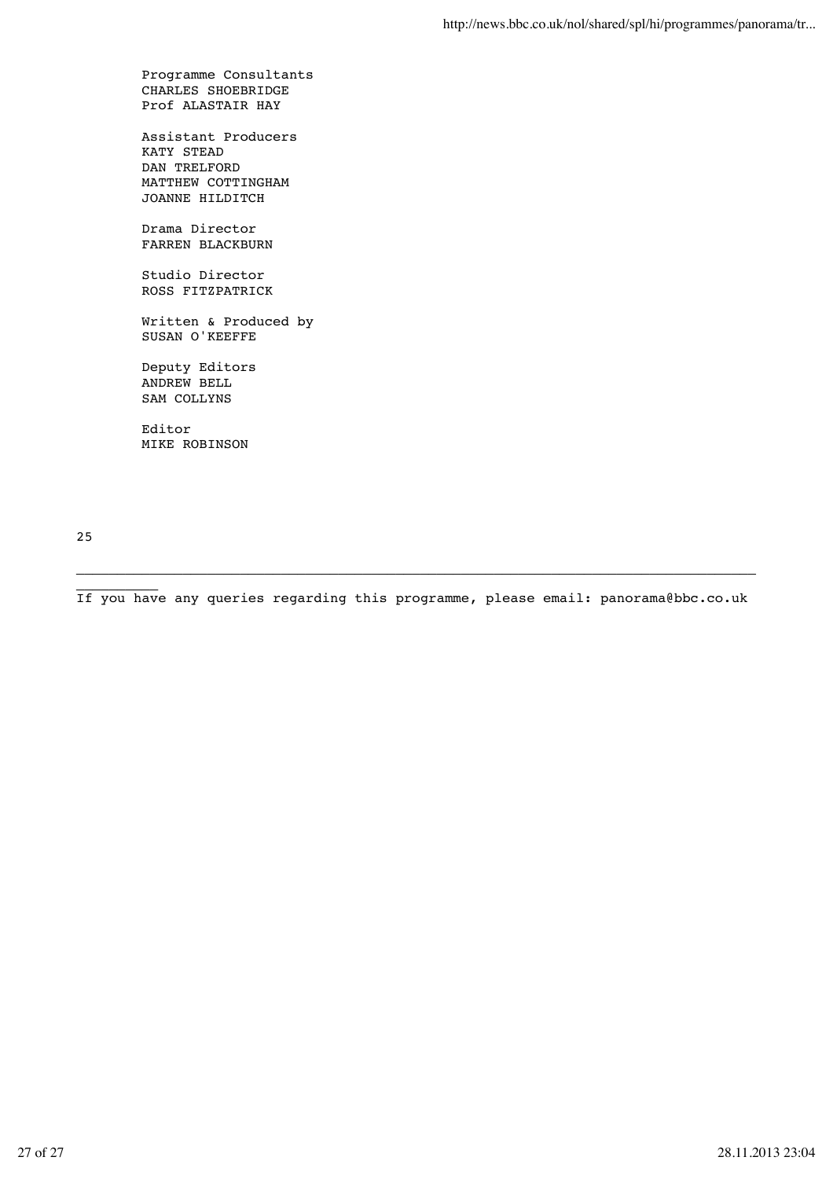Programme Consultants
CHARLES SHOEBRIDGE
Prof ALASTAIR HAY

Assistant Producers
KATY STEAD
DAN TRELFORD
MATTHEW COTTINGHAM
JOANNE HILDITCH

Drama Director
FARREN BLACKBURN

Studio Director
ROSS FITZPATRICK

Written & Produced by
SUSAN O'KEEFFE

Deputy Editors
ANDREW BELL
SAM COLLYNS

Editor
MIKE ROBINSON

25

---

If you have any queries regarding this programme, please email: panorama@bbc.co.uk